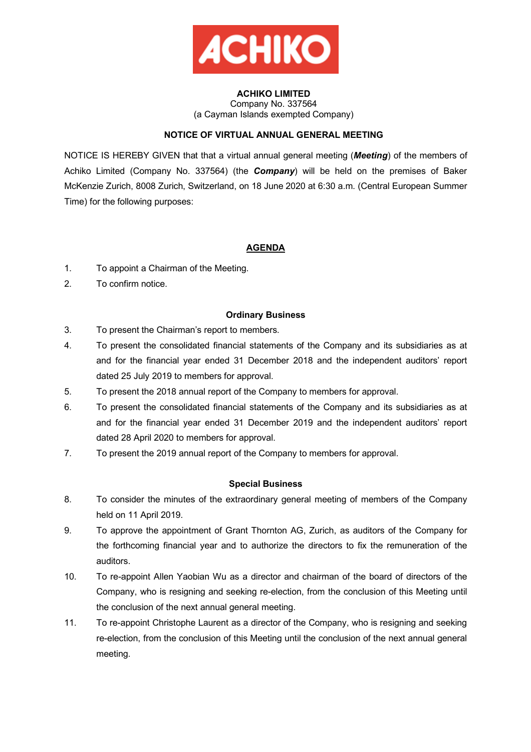**ACHIKO LIMITED**
Company No. 337564
(a Cayman Islands exempted Company)

**NOTICE OF VIRTUAL ANNUAL GENERAL MEETING**

NOTICE IS HEREBY GIVEN that that a virtual annual general meeting (***Meeting***) of the members of Achiko Limited (Company No. 337564) (the ***Company***) will be held on the premises of Baker McKenzie Zurich, 8008 Zurich, Switzerland, on 18 June 2020 at 6:30 a.m. (Central European Summer Time) for the following purposes:

**AGENDA**

1. To appoint a Chairman of the Meeting.
2. To confirm notice.

**Ordinary Business**

3. To present the Chairman's report to members.
4. To present the consolidated financial statements of the Company and its subsidiaries as at and for the financial year ended 31 December 2018 and the independent auditors' report dated 25 July 2019 to members for approval.
5. To present the 2018 annual report of the Company to members for approval.
6. To present the consolidated financial statements of the Company and its subsidiaries as at and for the financial year ended 31 December 2019 and the independent auditors' report dated 28 April 2020 to members for approval.
7. To present the 2019 annual report of the Company to members for approval.

**Special Business**

8. To consider the minutes of the extraordinary general meeting of members of the Company held on 11 April 2019.
9. To approve the appointment of Grant Thornton AG, Zurich, as auditors of the Company for the forthcoming financial year and to authorize the directors to fix the remuneration of the auditors.
10. To re-appoint Allen Yaobian Wu as a director and chairman of the board of directors of the Company, who is resigning and seeking re-election, from the conclusion of this Meeting until the conclusion of the next annual general meeting.
11. To re-appoint Christophe Laurent as a director of the Company, who is resigning and seeking re-election, from the conclusion of this Meeting until the conclusion of the next annual general meeting.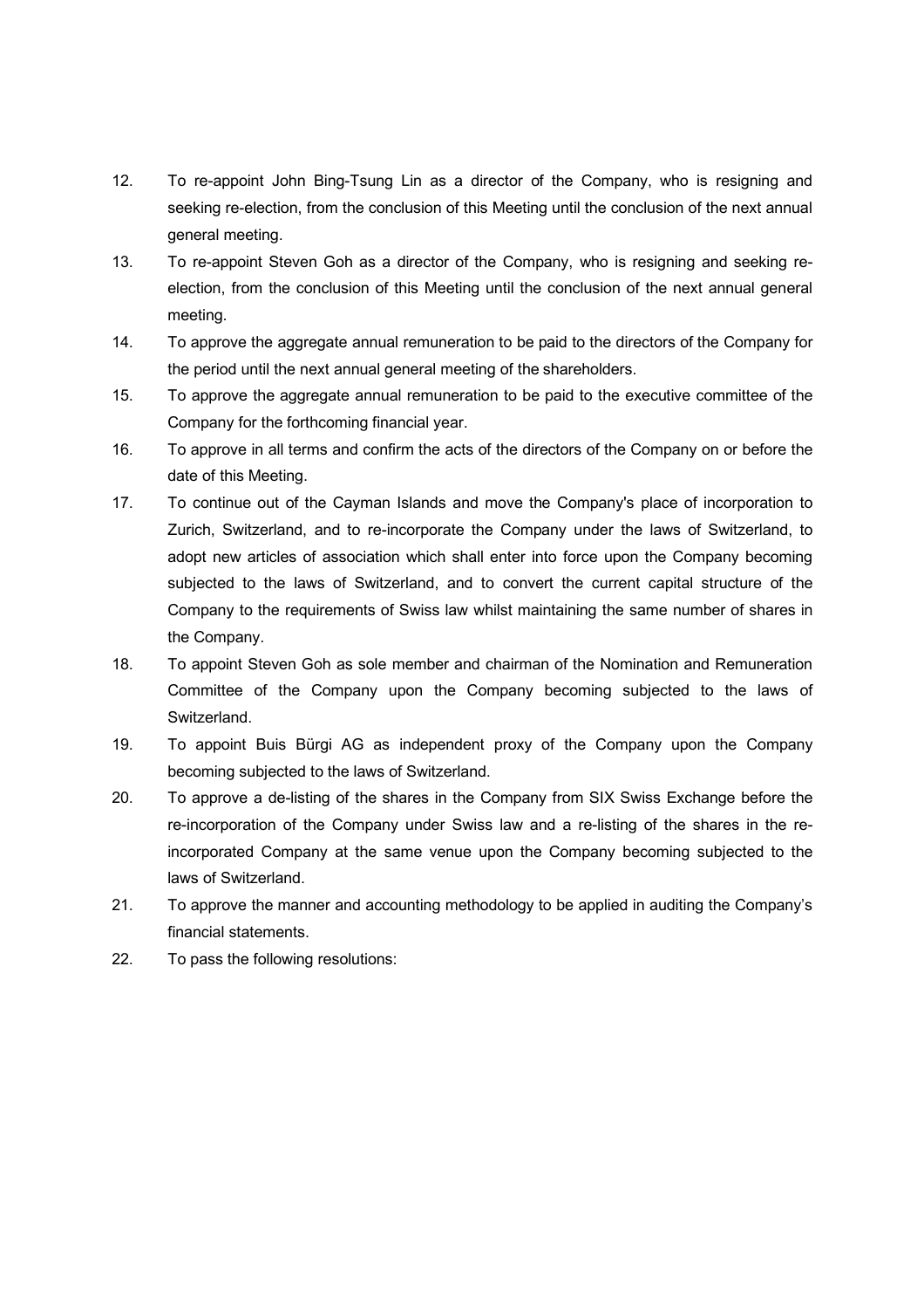12. To re-appoint John Bing-Tsung Lin as a director of the Company, who is resigning and seeking re-election, from the conclusion of this Meeting until the conclusion of the next annual general meeting.
13. To re-appoint Steven Goh as a director of the Company, who is resigning and seeking re-election, from the conclusion of this Meeting until the conclusion of the next annual general meeting.
14. To approve the aggregate annual remuneration to be paid to the directors of the Company for the period until the next annual general meeting of the shareholders.
15. To approve the aggregate annual remuneration to be paid to the executive committee of the Company for the forthcoming financial year.
16. To approve in all terms and confirm the acts of the directors of the Company on or before the date of this Meeting.
17. To continue out of the Cayman Islands and move the Company's place of incorporation to Zurich, Switzerland, and to re-incorporate the Company under the laws of Switzerland, to adopt new articles of association which shall enter into force upon the Company becoming subjected to the laws of Switzerland, and to convert the current capital structure of the Company to the requirements of Swiss law whilst maintaining the same number of shares in the Company.
18. To appoint Steven Goh as sole member and chairman of the Nomination and Remuneration Committee of the Company upon the Company becoming subjected to the laws of Switzerland.
19. To appoint Buis Bürgi AG as independent proxy of the Company upon the Company becoming subjected to the laws of Switzerland.
20. To approve a de-listing of the shares in the Company from SIX Swiss Exchange before the re-incorporation of the Company under Swiss law and a re-listing of the shares in the re-incorporated Company at the same venue upon the Company becoming subjected to the laws of Switzerland.
21. To approve the manner and accounting methodology to be applied in auditing the Company’s financial statements.
22. To pass the following resolutions: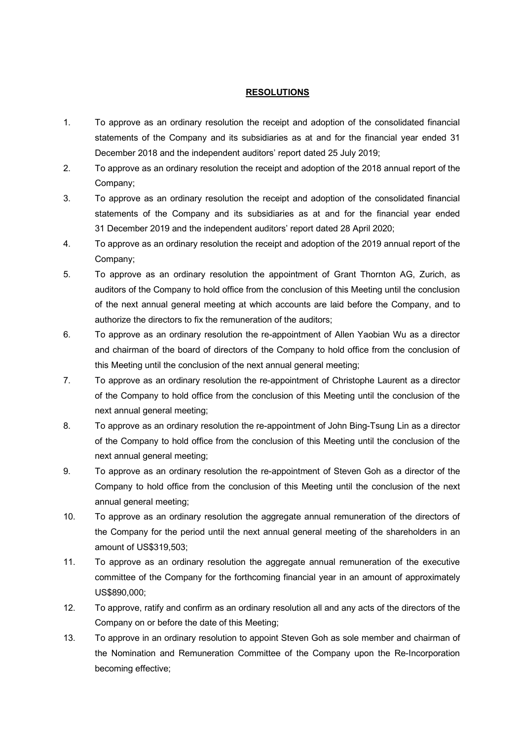## RESOLUTIONS

1. To approve as an ordinary resolution the receipt and adoption of the consolidated financial statements of the Company and its subsidiaries as at and for the financial year ended 31 December 2018 and the independent auditors' report dated 25 July 2019;
2. To approve as an ordinary resolution the receipt and adoption of the 2018 annual report of the Company;
3. To approve as an ordinary resolution the receipt and adoption of the consolidated financial statements of the Company and its subsidiaries as at and for the financial year ended 31 December 2019 and the independent auditors' report dated 28 April 2020;
4. To approve as an ordinary resolution the receipt and adoption of the 2019 annual report of the Company;
5. To approve as an ordinary resolution the appointment of Grant Thornton AG, Zurich, as auditors of the Company to hold office from the conclusion of this Meeting until the conclusion of the next annual general meeting at which accounts are laid before the Company, and to authorize the directors to fix the remuneration of the auditors;
6. To approve as an ordinary resolution the re-appointment of Allen Yaobian Wu as a director and chairman of the board of directors of the Company to hold office from the conclusion of this Meeting until the conclusion of the next annual general meeting;
7. To approve as an ordinary resolution the re-appointment of Christophe Laurent as a director of the Company to hold office from the conclusion of this Meeting until the conclusion of the next annual general meeting;
8. To approve as an ordinary resolution the re-appointment of John Bing-Tsung Lin as a director of the Company to hold office from the conclusion of this Meeting until the conclusion of the next annual general meeting;
9. To approve as an ordinary resolution the re-appointment of Steven Goh as a director of the Company to hold office from the conclusion of this Meeting until the conclusion of the next annual general meeting;
10. To approve as an ordinary resolution the aggregate annual remuneration of the directors of the Company for the period until the next annual general meeting of the shareholders in an amount of US$319,503;
11. To approve as an ordinary resolution the aggregate annual remuneration of the executive committee of the Company for the forthcoming financial year in an amount of approximately US$890,000;
12. To approve, ratify and confirm as an ordinary resolution all and any acts of the directors of the Company on or before the date of this Meeting;
13. To approve in an ordinary resolution to appoint Steven Goh as sole member and chairman of the Nomination and Remuneration Committee of the Company upon the Re-Incorporation becoming effective;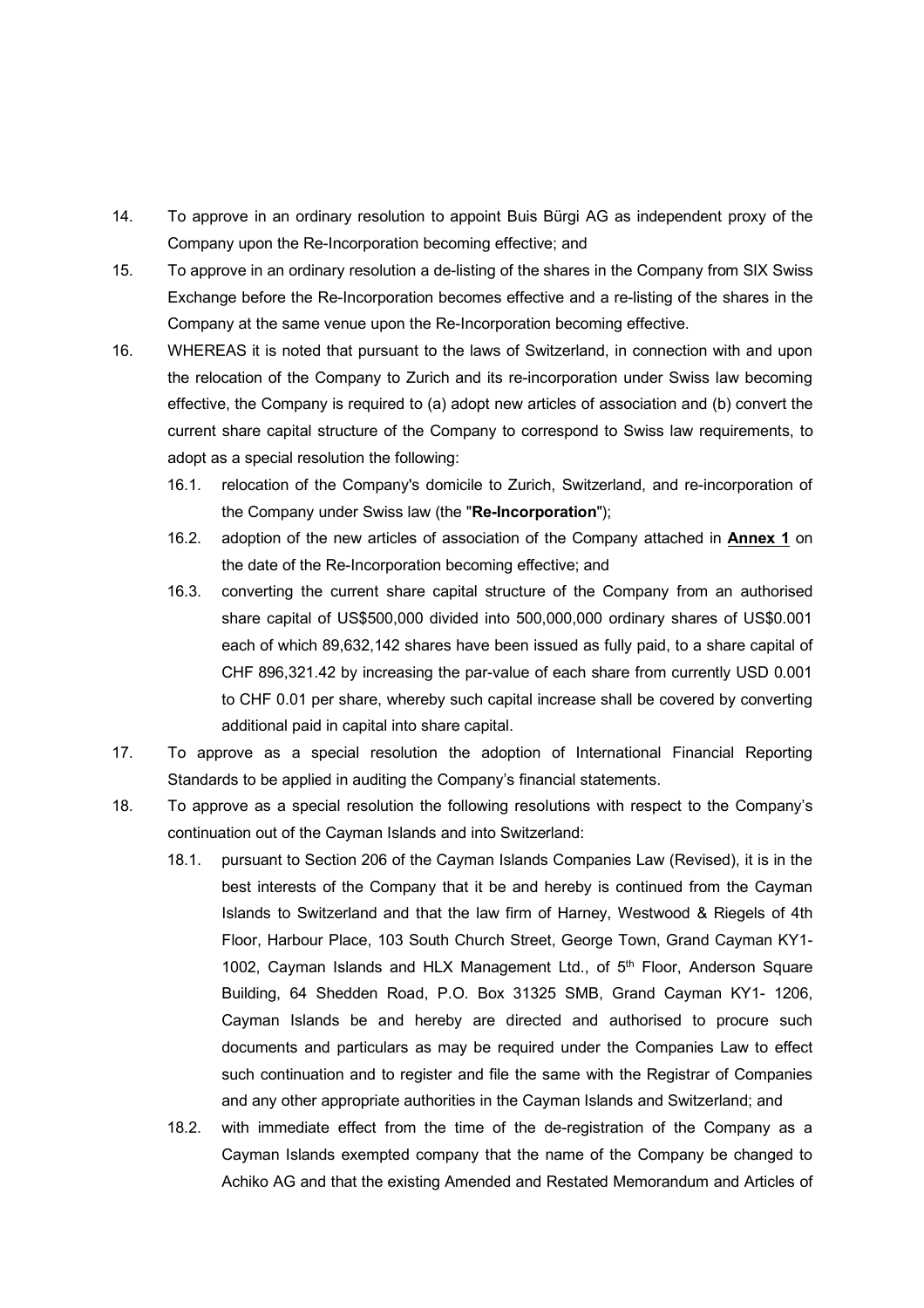14. To approve in an ordinary resolution to appoint Buis Bürgi AG as independent proxy of the Company upon the Re-Incorporation becoming effective; and

15. To approve in an ordinary resolution a de-listing of the shares in the Company from SIX Swiss Exchange before the Re-Incorporation becomes effective and a re-listing of the shares in the Company at the same venue upon the Re-Incorporation becoming effective.

16. WHEREAS it is noted that pursuant to the laws of Switzerland, in connection with and upon the relocation of the Company to Zurich and its re-incorporation under Swiss law becoming effective, the Company is required to (a) adopt new articles of association and (b) convert the current share capital structure of the Company to correspond to Swiss law requirements, to adopt as a special resolution the following:

    16.1. relocation of the Company's domicile to Zurich, Switzerland, and re-incorporation of the Company under Swiss law (the "**Re-Incorporation**");

    16.2. adoption of the new articles of association of the Company attached in **Annex 1** on the date of the Re-Incorporation becoming effective; and

    16.3. converting the current share capital structure of the Company from an authorised share capital of US$500,000 divided into 500,000,000 ordinary shares of US$0.001 each of which 89,632,142 shares have been issued as fully paid, to a share capital of CHF 896,321.42 by increasing the par-value of each share from currently USD 0.001 to CHF 0.01 per share, whereby such capital increase shall be covered by converting additional paid in capital into share capital.

17. To approve as a special resolution the adoption of International Financial Reporting Standards to be applied in auditing the Company's financial statements.

18. To approve as a special resolution the following resolutions with respect to the Company's continuation out of the Cayman Islands and into Switzerland:

    18.1. pursuant to Section 206 of the Cayman Islands Companies Law (Revised), it is in the best interests of the Company that it be and hereby is continued from the Cayman Islands to Switzerland and that the law firm of Harney, Westwood & Riegels of 4th Floor, Harbour Place, 103 South Church Street, George Town, Grand Cayman KY1-1002, Cayman Islands and HLX Management Ltd., of 5th Floor, Anderson Square Building, 64 Shedden Road, P.O. Box 31325 SMB, Grand Cayman KY1- 1206, Cayman Islands be and hereby are directed and authorised to procure such documents and particulars as may be required under the Companies Law to effect such continuation and to register and file the same with the Registrar of Companies and any other appropriate authorities in the Cayman Islands and Switzerland; and

    18.2. with immediate effect from the time of the de-registration of the Company as a Cayman Islands exempted company that the name of the Company be changed to Achiko AG and that the existing Amended and Restated Memorandum and Articles of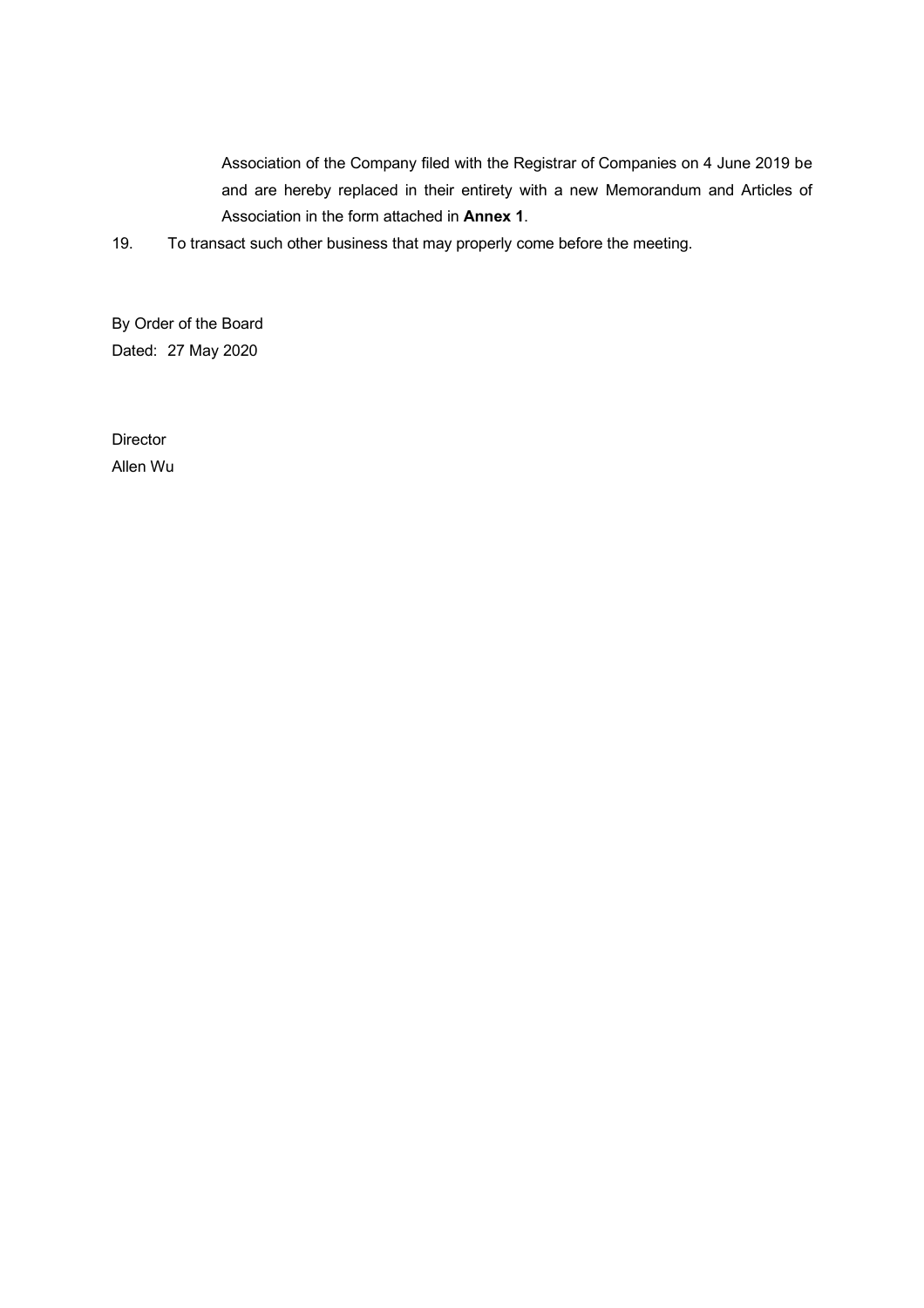Association of the Company filed with the Registrar of Companies on 4 June 2019 be and are hereby replaced in their entirety with a new Memorandum and Articles of Association in the form attached in **Annex 1**.

19. To transact such other business that may properly come before the meeting.

By Order of the Board
Dated: 27 May 2020

Director
Allen Wu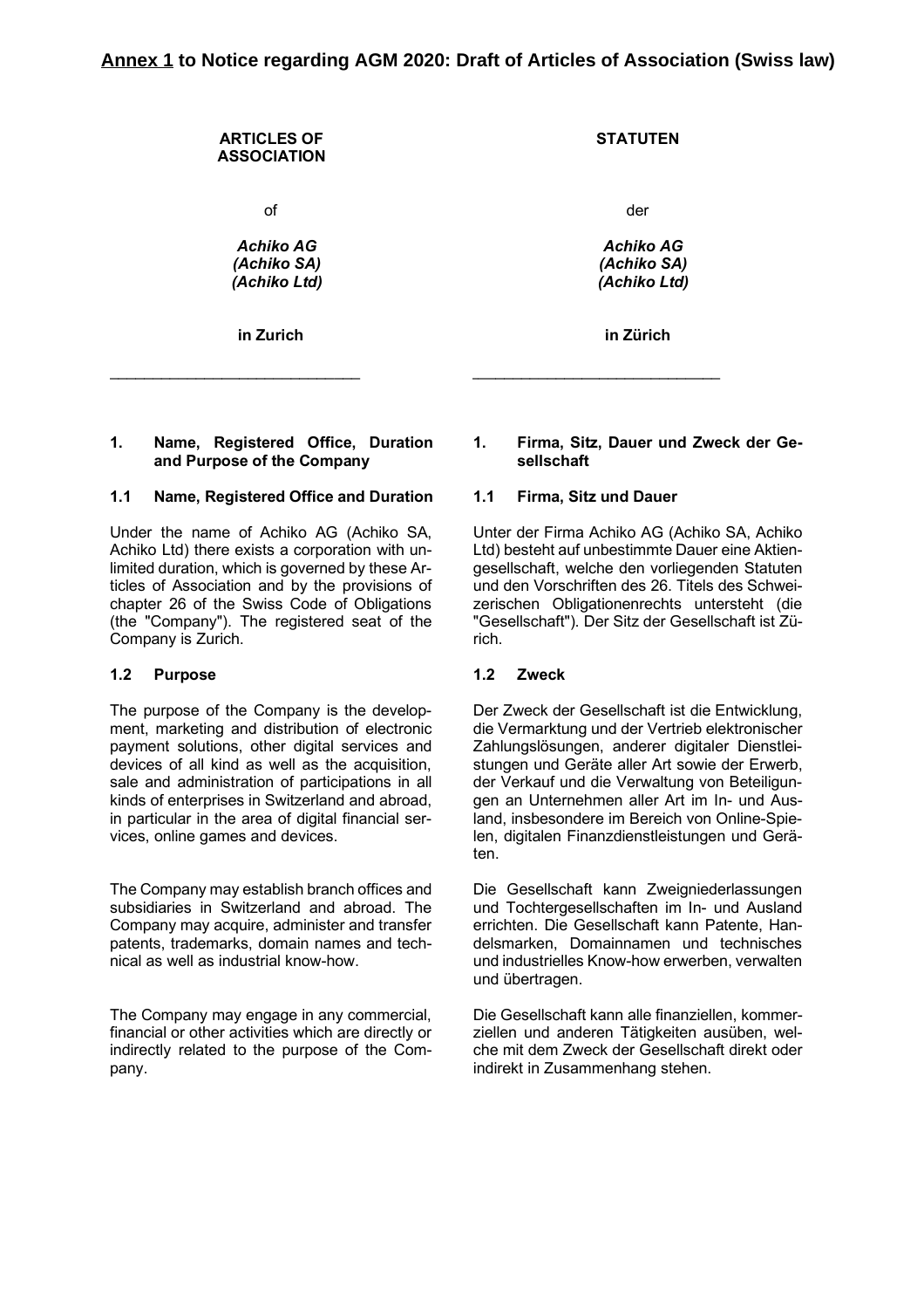**Annex 1 to Notice regarding AGM 2020: Draft of Articles of Association (Swiss law)**

**ARTICLES OF ASSOCIATION**

of

***Achiko AG***
***(Achiko SA)***
***(Achiko Ltd)***

**in Zurich**

---

**STATUTEN**

der

***Achiko AG***
***(Achiko SA)***
***(Achiko Ltd)***

**in Zürich**

---

## 1. Name, Registered Office, Duration and Purpose of the Company

### 1.1 Name, Registered Office and Duration

Under the name of Achiko AG (Achiko SA, Achiko Ltd) there exists a corporation with unlimited duration, which is governed by these Articles of Association and by the provisions of chapter 26 of the Swiss Code of Obligations (the "Company"). The registered seat of the Company is Zurich.

### 1.2 Purpose

The purpose of the Company is the development, marketing and distribution of electronic payment solutions, other digital services and devices of all kind as well as the acquisition, sale and administration of participations in all kinds of enterprises in Switzerland and abroad, in particular in the area of digital financial services, online games and devices.

The Company may establish branch offices and subsidiaries in Switzerland and abroad. The Company may acquire, administer and transfer patents, trademarks, domain names and technical as well as industrial know-how.

The Company may engage in any commercial, financial or other activities which are directly or indirectly related to the purpose of the Company.

## 1. Firma, Sitz, Dauer und Zweck der Gesellschaft

### 1.1 Firma, Sitz und Dauer

Unter der Firma Achiko AG (Achiko SA, Achiko Ltd) besteht auf unbestimmte Dauer eine Aktiengesellschaft, welche den vorliegenden Statuten und den Vorschriften des 26. Titels des Schweizerischen Obligationenrechts untersteht (die "Gesellschaft"). Der Sitz der Gesellschaft ist Zürich.

### 1.2 Zweck

Der Zweck der Gesellschaft ist die Entwicklung, die Vermarktung und der Vertrieb elektronischer Zahlungslösungen, anderer digitaler Dienstleistungen und Geräte aller Art sowie der Erwerb, der Verkauf und die Verwaltung von Beteiligungen an Unternehmen aller Art im In- und Ausland, insbesondere im Bereich von Online-Spielen, digitalen Finanzdienstleistungen und Geräten.

Die Gesellschaft kann Zweigniederlassungen und Tochtergesellschaften im In- und Ausland errichten. Die Gesellschaft kann Patente, Handelsmarken, Domainnamen und technisches und industrielles Know-how erwerben, verwalten und übertragen.

Die Gesellschaft kann alle finanziellen, kommerziellen und anderen Tätigkeiten ausüben, welche mit dem Zweck der Gesellschaft direkt oder indirekt in Zusammenhang stehen.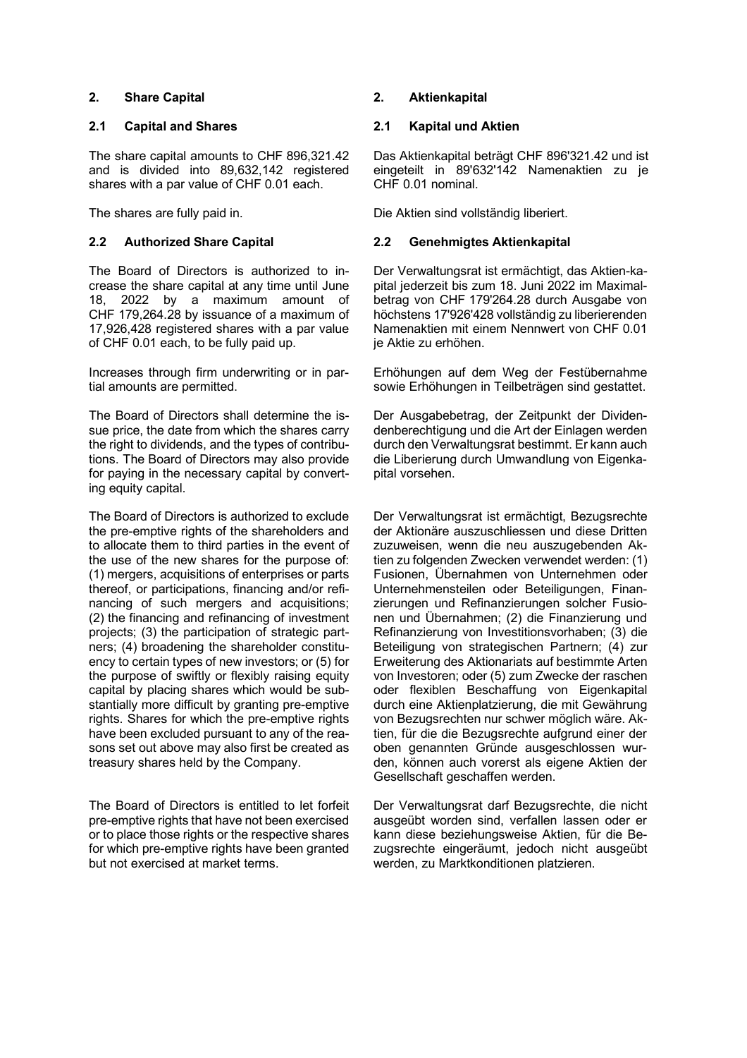## 2. Share Capital

### 2.1 Capital and Shares

The share capital amounts to CHF 896,321.42 and is divided into 89,632,142 registered shares with a par value of CHF 0.01 each.

The shares are fully paid in.

### 2.2 Authorized Share Capital

The Board of Directors is authorized to increase the share capital at any time until June 18, 2022 by a maximum amount of CHF 179,264.28 by issuance of a maximum of 17,926,428 registered shares with a par value of CHF 0.01 each, to be fully paid up.

Increases through firm underwriting or in partial amounts are permitted.

The Board of Directors shall determine the issue price, the date from which the shares carry the right to dividends, and the types of contributions. The Board of Directors may also provide for paying in the necessary capital by converting equity capital.

The Board of Directors is authorized to exclude the pre-emptive rights of the shareholders and to allocate them to third parties in the event of the use of the new shares for the purpose of: (1) mergers, acquisitions of enterprises or parts thereof, or participations, financing and/or refinancing of such mergers and acquisitions; (2) the financing and refinancing of investment projects; (3) the participation of strategic partners; (4) broadening the shareholder constituency to certain types of new investors; or (5) for the purpose of swiftly or flexibly raising equity capital by placing shares which would be substantially more difficult by granting pre-emptive rights. Shares for which the pre-emptive rights have been excluded pursuant to any of the reasons set out above may also first be created as treasury shares held by the Company.

The Board of Directors is entitled to let forfeit pre-emptive rights that have not been exercised or to place those rights or the respective shares for which pre-emptive rights have been granted but not exercised at market terms.

## 2. Aktienkapital

### 2.1 Kapital und Aktien

Das Aktienkapital beträgt CHF 896'321.42 und ist eingeteilt in 89'632'142 Namenaktien zu je CHF 0.01 nominal.

Die Aktien sind vollständig liberiert.

### 2.2 Genehmigtes Aktienkapital

Der Verwaltungsrat ist ermächtigt, das Aktien-kapital jederzeit bis zum 18. Juni 2022 im Maximalbetrag von CHF 179'264.28 durch Ausgabe von höchstens 17'926'428 vollständig zu liberierenden Namenaktien mit einem Nennwert von CHF 0.01 je Aktie zu erhöhen.

Erhöhungen auf dem Weg der Festübernahme sowie Erhöhungen in Teilbeträgen sind gestattet.

Der Ausgabebetrag, der Zeitpunkt der Dividendenberechtigung und die Art der Einlagen werden durch den Verwaltungsrat bestimmt. Er kann auch die Liberierung durch Umwandlung von Eigenkapital vorsehen.

Der Verwaltungsrat ist ermächtigt, Bezugsrechte der Aktionäre auszuschliessen und diese Dritten zuzuweisen, wenn die neu auszugebenden Aktien zu folgenden Zwecken verwendet werden: (1) Fusionen, Übernahmen von Unternehmen oder Unternehmensteilen oder Beteiligungen, Finanzierungen und Refinanzierungen solcher Fusionen und Übernahmen; (2) die Finanzierung und Refinanzierung von Investitionsvorhaben; (3) die Beteiligung von strategischen Partnern; (4) zur Erweiterung des Aktionariats auf bestimmte Arten von Investoren; oder (5) zum Zwecke der raschen oder flexiblen Beschaffung von Eigenkapital durch eine Aktienplatzierung, die mit Gewährung von Bezugsrechten nur schwer möglich wäre. Aktien, für die die Bezugsrechte aufgrund einer der oben genannten Gründe ausgeschlossen wurden, können auch vorerst als eigene Aktien der Gesellschaft geschaffen werden.

Der Verwaltungsrat darf Bezugsrechte, die nicht ausgeübt worden sind, verfallen lassen oder er kann diese beziehungsweise Aktien, für die Bezugsrechte eingeräumt, jedoch nicht ausgeübt werden, zu Marktkonditionen platzieren.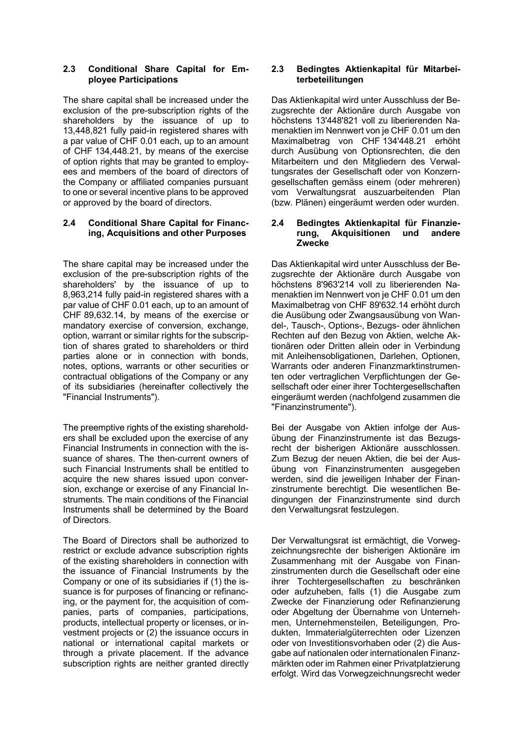### 2.3 Conditional Share Capital for Employee Participations

The share capital shall be increased under the exclusion of the pre-subscription rights of the shareholders by the issuance of up to 13,448,821 fully paid-in registered shares with a par value of CHF 0.01 each, up to an amount of CHF 134,448.21, by means of the exercise of option rights that may be granted to employees and members of the board of directors of the Company or affiliated companies pursuant to one or several incentive plans to be approved or approved by the board of directors.

### 2.4 Conditional Share Capital for Financing, Acquisitions and other Purposes

The share capital may be increased under the exclusion of the pre-subscription rights of the shareholders' by the issuance of up to 8,963,214 fully paid-in registered shares with a par value of CHF 0.01 each, up to an amount of CHF 89,632.14, by means of the exercise or mandatory exercise of conversion, exchange, option, warrant or similar rights for the subscription of shares grated to shareholders or third parties alone or in connection with bonds, notes, options, warrants or other securities or contractual obligations of the Company or any of its subsidiaries (hereinafter collectively the "Financial Instruments").

The preemptive rights of the existing shareholders shall be excluded upon the exercise of any Financial Instruments in connection with the issuance of shares. The then-current owners of such Financial Instruments shall be entitled to acquire the new shares issued upon conversion, exchange or exercise of any Financial Instruments. The main conditions of the Financial Instruments shall be determined by the Board of Directors.

The Board of Directors shall be authorized to restrict or exclude advance subscription rights of the existing shareholders in connection with the issuance of Financial Instruments by the Company or one of its subsidiaries if (1) the issuance is for purposes of financing or refinancing, or the payment for, the acquisition of companies, parts of companies, participations, products, intellectual property or licenses, or investment projects or (2) the issuance occurs in national or international capital markets or through a private placement. If the advance subscription rights are neither granted directly

### 2.3 Bedingtes Aktienkapital für Mitarbeiterbeteiligungen

Das Aktienkapital wird unter Ausschluss der Bezugsrechte der Aktionäre durch Ausgabe von höchstens 13'448'821 voll zu liberierenden Namenaktien im Nennwert von je CHF 0.01 um den Maximalbetrag von CHF 134'448.21 erhöht durch Ausübung von Optionsrechten, die den Mitarbeitern und den Mitgliedern des Verwaltungsrates der Gesellschaft oder von Konzerngesellschaften gemäss einem (oder mehreren) vom Verwaltungsrat auszuarbeitenden Plan (bzw. Plänen) eingeräumt werden oder wurden.

### 2.4 Bedingtes Aktienkapital für Finanzierung, Akquisitionen und andere Zwecke

Das Aktienkapital wird unter Ausschluss der Bezugsrechte der Aktionäre durch Ausgabe von höchstens 8'963'214 voll zu liberierenden Namenaktien im Nennwert von je CHF 0.01 um den Maximalbetrag von CHF 89'632.14 erhöht durch die Ausübung oder Zwangsausübung von Wandel-, Tausch-, Options-, Bezugs- oder ähnlichen Rechten auf den Bezug von Aktien, welche Aktionären oder Dritten allein oder in Verbindung mit Anleihensobligationen, Darlehen, Optionen, Warrants oder anderen Finanzmarktinstrumenten oder vertraglichen Verpflichtungen der Gesellschaft oder einer ihrer Tochtergesellschaften eingeräumt werden (nachfolgend zusammen die "Finanzinstrumente").

Bei der Ausgabe von Aktien infolge der Ausübung der Finanzinstrumente ist das Bezugsrecht der bisherigen Aktionäre ausschlossen. Zum Bezug der neuen Aktien, die bei der Ausübung von Finanzinstrumenten ausgegeben werden, sind die jeweiligen Inhaber der Finanzinstrumente berechtigt. Die wesentlichen Bedingungen der Finanzinstrumente sind durch den Verwaltungsrat festzulegen.

Der Verwaltungsrat ist ermächtigt, die Vorwegzeichnungsrechte der bisherigen Aktionäre im Zusammenhang mit der Ausgabe von Finanzinstrumenten durch die Gesellschaft oder eine ihrer Tochtergesellschaften zu beschränken oder aufzuheben, falls (1) die Ausgabe zum Zwecke der Finanzierung oder Refinanzierung oder Abgeltung der Übernahme von Unternehmen, Unternehmensteilen, Beteiligungen, Produkten, Immaterialgüterrechten oder Lizenzen oder von Investitionsvorhaben oder (2) die Ausgabe auf nationalen oder internationalen Finanzmärkten oder im Rahmen einer Privatplatzierung erfolgt. Wird das Vorwegzeichnungsrecht weder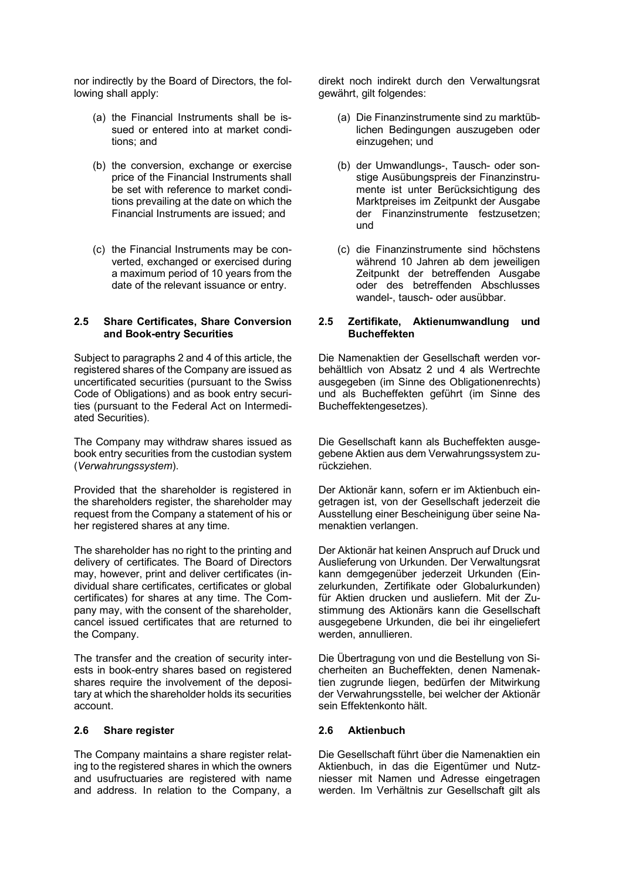nor indirectly by the Board of Directors, the following shall apply:

(a) the Financial Instruments shall be issued or entered into at market conditions; and

(b) the conversion, exchange or exercise price of the Financial Instruments shall be set with reference to market conditions prevailing at the date on which the Financial Instruments are issued; and

(c) the Financial Instruments may be converted, exchanged or exercised during a maximum period of 10 years from the date of the relevant issuance or entry.

### 2.5 Share Certificates, Share Conversion and Book-entry Securities

Subject to paragraphs 2 and 4 of this article, the registered shares of the Company are issued as uncertificated securities (pursuant to the Swiss Code of Obligations) and as book entry securities (pursuant to the Federal Act on Intermediated Securities).

The Company may withdraw shares issued as book entry securities from the custodian system (*Verwahrungssystem*).

Provided that the shareholder is registered in the shareholders register, the shareholder may request from the Company a statement of his or her registered shares at any time.

The shareholder has no right to the printing and delivery of certificates. The Board of Directors may, however, print and deliver certificates (individual share certificates, certificates or global certificates) for shares at any time. The Company may, with the consent of the shareholder, cancel issued certificates that are returned to the Company.

The transfer and the creation of security interests in book-entry shares based on registered shares require the involvement of the depositary at which the shareholder holds its securities account.

### 2.6 Share register

The Company maintains a share register relating to the registered shares in which the owners and usufructuaries are registered with name and address. In relation to the Company, a

direkt noch indirekt durch den Verwaltungsrat gewährt, gilt folgendes:

(a) Die Finanzinstrumente sind zu marktüblichen Bedingungen auszugeben oder einzugehen; und

(b) der Umwandlungs-, Tausch- oder sonstige Ausübungspreis der Finanzinstrumente ist unter Berücksichtigung des Marktpreises im Zeitpunkt der Ausgabe der Finanzinstrumente festzusetzen; und

(c) die Finanzinstrumente sind höchstens während 10 Jahren ab dem jeweiligen Zeitpunkt der betreffenden Ausgabe oder des betreffenden Abschlusses wandel-, tausch- oder ausübbar.

### 2.5 Zertifikate, Aktienumwandlung und Bucheffekten

Die Namenaktien der Gesellschaft werden vorbehältlich von Absatz 2 und 4 als Wertrechte ausgegeben (im Sinne des Obligationenrechts) und als Bucheffekten geführt (im Sinne des Bucheffektengesetzes).

Die Gesellschaft kann als Bucheffekten ausgegebene Aktien aus dem Verwahrungssystem zurückziehen.

Der Aktionär kann, sofern er im Aktienbuch eingetragen ist, von der Gesellschaft jederzeit die Ausstellung einer Bescheinigung über seine Namenaktien verlangen.

Der Aktionär hat keinen Anspruch auf Druck und Auslieferung von Urkunden. Der Verwaltungsrat kann demgegenüber jederzeit Urkunden (Einzelurkunden, Zertifikate oder Globalurkunden) für Aktien drucken und ausliefern. Mit der Zustimmung des Aktionärs kann die Gesellschaft ausgegebene Urkunden, die bei ihr eingeliefert werden, annullieren.

Die Übertragung von und die Bestellung von Sicherheiten an Bucheffekten, denen Namenaktien zugrunde liegen, bedürfen der Mitwirkung der Verwahrungsstelle, bei welcher der Aktionär sein Effektenkonto hält.

### 2.6 Aktienbuch

Die Gesellschaft führt über die Namenaktien ein Aktienbuch, in das die Eigentümer und Nutzniesser mit Namen und Adresse eingetragen werden. Im Verhältnis zur Gesellschaft gilt als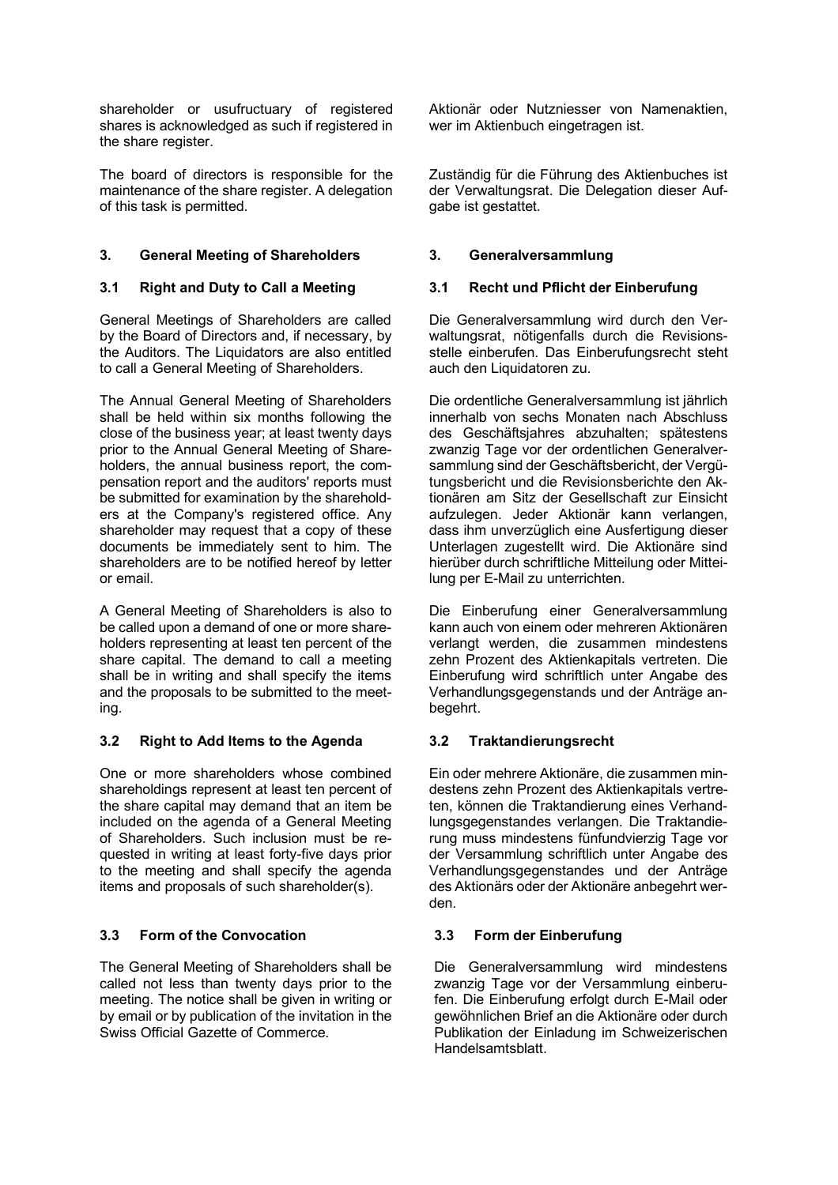shareholder or usufructuary of registered shares is acknowledged as such if registered in the share register.

The board of directors is responsible for the maintenance of the share register. A delegation of this task is permitted.

## 3. General Meeting of Shareholders

### 3.1 Right and Duty to Call a Meeting

General Meetings of Shareholders are called by the Board of Directors and, if necessary, by the Auditors. The Liquidators are also entitled to call a General Meeting of Shareholders.

The Annual General Meeting of Shareholders shall be held within six months following the close of the business year; at least twenty days prior to the Annual General Meeting of Shareholders, the annual business report, the compensation report and the auditors' reports must be submitted for examination by the shareholders at the Company's registered office. Any shareholder may request that a copy of these documents be immediately sent to him. The shareholders are to be notified hereof by letter or email.

A General Meeting of Shareholders is also to be called upon a demand of one or more shareholders representing at least ten percent of the share capital. The demand to call a meeting shall be in writing and shall specify the items and the proposals to be submitted to the meeting.

### 3.2 Right to Add Items to the Agenda

One or more shareholders whose combined shareholdings represent at least ten percent of the share capital may demand that an item be included on the agenda of a General Meeting of Shareholders. Such inclusion must be requested in writing at least forty-five days prior to the meeting and shall specify the agenda items and proposals of such shareholder(s).

### 3.3 Form of the Convocation

The General Meeting of Shareholders shall be called not less than twenty days prior to the meeting. The notice shall be given in writing or by email or by publication of the invitation in the Swiss Official Gazette of Commerce.

---

Aktionär oder Nutzniesser von Namenaktien, wer im Aktienbuch eingetragen ist.

Zuständig für die Führung des Aktienbuches ist der Verwaltungsrat. Die Delegation dieser Aufgabe ist gestattet.

## 3. Generalversammlung

### 3.1 Recht und Pflicht der Einberufung

Die Generalversammlung wird durch den Verwaltungsrat, nötigenfalls durch die Revisionsstelle einberufen. Das Einberufungsrecht steht auch den Liquidatoren zu.

Die ordentliche Generalversammlung ist jährlich innerhalb von sechs Monaten nach Abschluss des Geschäftsjahres abzuhalten; spätestens zwanzig Tage vor der ordentlichen Generalversammlung sind der Geschäftsbericht, der Vergütungsbericht und die Revisionsberichte den Aktionären am Sitz der Gesellschaft zur Einsicht aufzulegen. Jeder Aktionär kann verlangen, dass ihm unverzüglich eine Ausfertigung dieser Unterlagen zugestellt wird. Die Aktionäre sind hierüber durch schriftliche Mitteilung oder Mitteilung per E-Mail zu unterrichten.

Die Einberufung einer Generalversammlung kann auch von einem oder mehreren Aktionären verlangt werden, die zusammen mindestens zehn Prozent des Aktienkapitals vertreten. Die Einberufung wird schriftlich unter Angabe des Verhandlungsgegenstands und der Anträge anbegehrt.

### 3.2 Traktandierungsrecht

Ein oder mehrere Aktionäre, die zusammen mindestens zehn Prozent des Aktienkapitals vertreten, können die Traktandierung eines Verhandlungsgegenstandes verlangen. Die Traktandierung muss mindestens fünfundvierzig Tage vor der Versammlung schriftlich unter Angabe des Verhandlungsgegenstandes und der Anträge des Aktionärs oder der Aktionäre anbegehrt werden.

### 3.3 Form der Einberufung

Die Generalversammlung wird mindestens zwanzig Tage vor der Versammlung einberufen. Die Einberufung erfolgt durch E-Mail oder gewöhnlichen Brief an die Aktionäre oder durch Publikation der Einladung im Schweizerischen Handelsamtsblatt.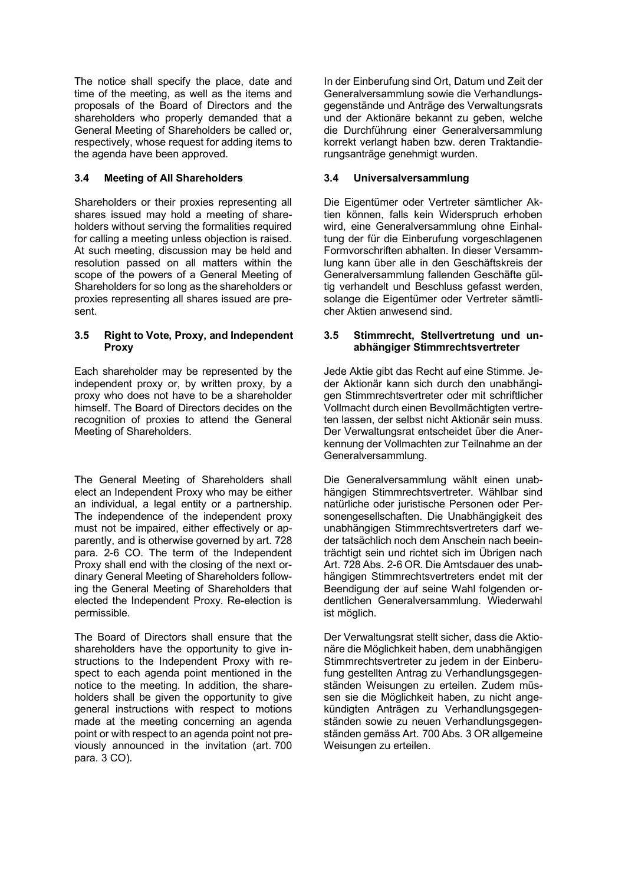The notice shall specify the place, date and time of the meeting, as well as the items and proposals of the Board of Directors and the shareholders who properly demanded that a General Meeting of Shareholders be called or, respectively, whose request for adding items to the agenda have been approved.

In der Einberufung sind Ort, Datum und Zeit der Generalversammlung sowie die Verhandlungsgegenstände und Anträge des Verwaltungsrats und der Aktionäre bekannt zu geben, welche die Durchführung einer Generalversammlung korrekt verlangt haben bzw. deren Traktandierungsanträge genehmigt wurden.

### 3.4 Meeting of All Shareholders

Shareholders or their proxies representing all shares issued may hold a meeting of shareholders without serving the formalities required for calling a meeting unless objection is raised. At such meeting, discussion may be held and resolution passed on all matters within the scope of the powers of a General Meeting of Shareholders for so long as the shareholders or proxies representing all shares issued are present.

### 3.4 Universalversammlung

Die Eigentümer oder Vertreter sämtlicher Aktien können, falls kein Widerspruch erhoben wird, eine Generalversammlung ohne Einhaltung der für die Einberufung vorgeschlagenen Formvorschriften abhalten. In dieser Versammlung kann über alle in den Geschäftskreis der Generalversammlung fallenden Geschäfte gültig verhandelt und Beschluss gefasst werden, solange die Eigentümer oder Vertreter sämtlicher Aktien anwesend sind.

### 3.5 Right to Vote, Proxy, and Independent Proxy

Each shareholder may be represented by the independent proxy or, by written proxy, by a proxy who does not have to be a shareholder himself. The Board of Directors decides on the recognition of proxies to attend the General Meeting of Shareholders.

The General Meeting of Shareholders shall elect an Independent Proxy who may be either an individual, a legal entity or a partnership. The independence of the independent proxy must not be impaired, either effectively or apparently, and is otherwise governed by art. 728 para. 2-6 CO. The term of the Independent Proxy shall end with the closing of the next ordinary General Meeting of Shareholders following the General Meeting of Shareholders that elected the Independent Proxy. Re-election is permissible.

The Board of Directors shall ensure that the shareholders have the opportunity to give instructions to the Independent Proxy with respect to each agenda point mentioned in the notice to the meeting. In addition, the shareholders shall be given the opportunity to give general instructions with respect to motions made at the meeting concerning an agenda point or with respect to an agenda point not previously announced in the invitation (art. 700 para. 3 CO).

### 3.5 Stimmrecht, Stellvertretung und unabhängiger Stimmrechtsvertreter

Jede Aktie gibt das Recht auf eine Stimme. Jeder Aktionär kann sich durch den unabhängigen Stimmrechtsvertreter oder mit schriftlicher Vollmacht durch einen Bevollmächtigten vertreten lassen, der selbst nicht Aktionär sein muss. Der Verwaltungsrat entscheidet über die Anerkennung der Vollmachten zur Teilnahme an der Generalversammlung.

Die Generalversammlung wählt einen unabhängigen Stimmrechtsvertreter. Wählbar sind natürliche oder juristische Personen oder Personengesellschaften. Die Unabhängigkeit des unabhängigen Stimmrechtsvertreters darf weder tatsächlich noch dem Anschein nach beeinträchtigt sein und richtet sich im Übrigen nach Art. 728 Abs. 2-6 OR. Die Amtsdauer des unabhängigen Stimmrechtsvertreters endet mit der Beendigung der auf seine Wahl folgenden ordentlichen Generalversammlung. Wiederwahl ist möglich.

Der Verwaltungsrat stellt sicher, dass die Aktionäre die Möglichkeit haben, dem unabhängigen Stimmrechtsvertreter zu jedem in der Einberufung gestellten Antrag zu Verhandlungsgegenständen Weisungen zu erteilen. Zudem müssen sie die Möglichkeit haben, zu nicht angekündigten Anträgen zu Verhandlungsgegenständen sowie zu neuen Verhandlungsgegenständen gemäss Art. 700 Abs. 3 OR allgemeine Weisungen zu erteilen.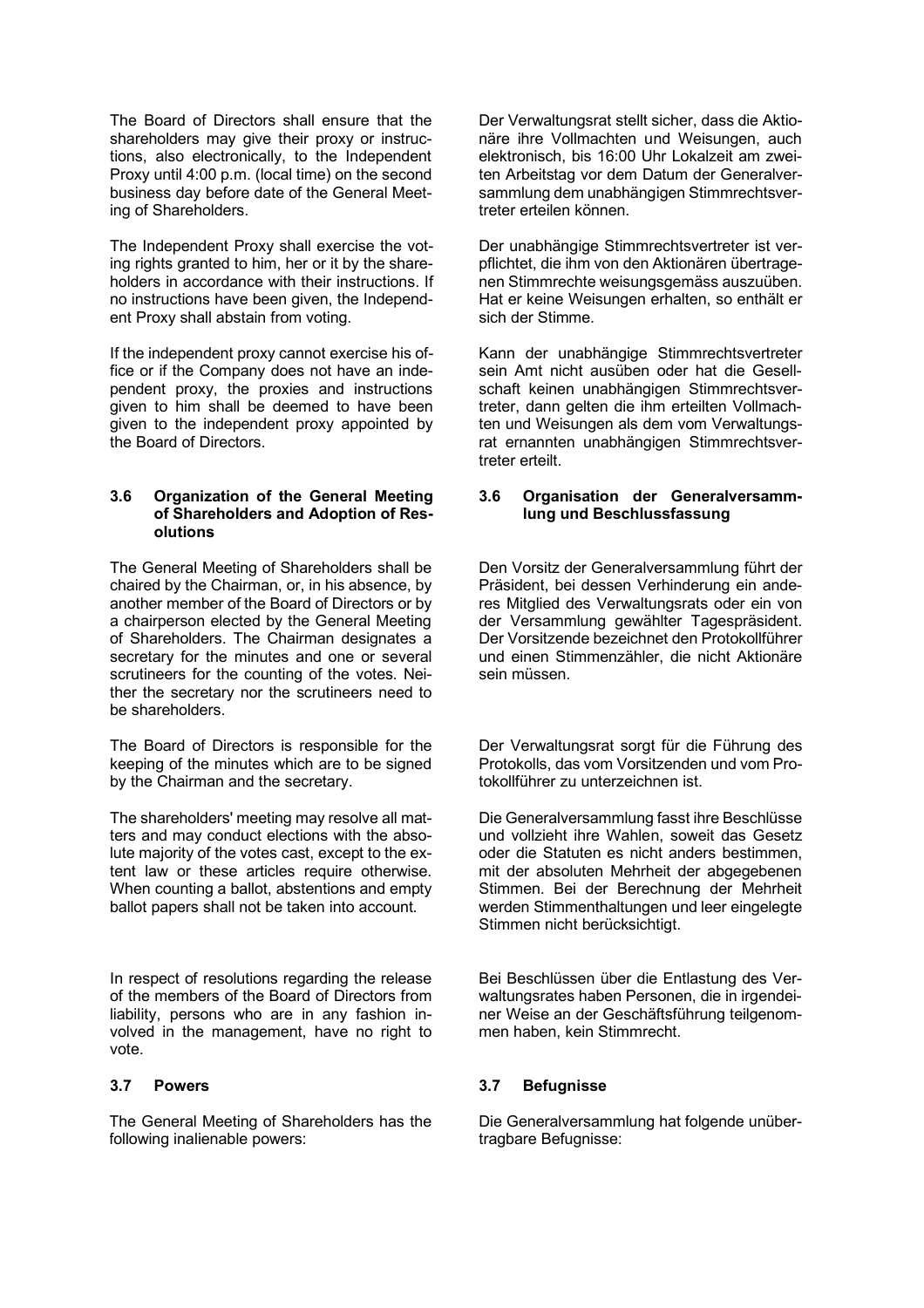The Board of Directors shall ensure that the shareholders may give their proxy or instructions, also electronically, to the Independent Proxy until 4:00 p.m. (local time) on the second business day before date of the General Meeting of Shareholders.

The Independent Proxy shall exercise the voting rights granted to him, her or it by the shareholders in accordance with their instructions. If no instructions have been given, the Independent Proxy shall abstain from voting.

If the independent proxy cannot exercise his office or if the Company does not have an independent proxy, the proxies and instructions given to him shall be deemed to have been given to the independent proxy appointed by the Board of Directors.

### 3.6 Organization of the General Meeting of Shareholders and Adoption of Resolutions

The General Meeting of Shareholders shall be chaired by the Chairman, or, in his absence, by another member of the Board of Directors or by a chairperson elected by the General Meeting of Shareholders. The Chairman designates a secretary for the minutes and one or several scrutineers for the counting of the votes. Neither the secretary nor the scrutineers need to be shareholders.

The Board of Directors is responsible for the keeping of the minutes which are to be signed by the Chairman and the secretary.

The shareholders' meeting may resolve all matters and may conduct elections with the absolute majority of the votes cast, except to the extent law or these articles require otherwise. When counting a ballot, abstentions and empty ballot papers shall not be taken into account.

In respect of resolutions regarding the release of the members of the Board of Directors from liability, persons who are in any fashion involved in the management, have no right to vote.

### 3.7 Powers

The General Meeting of Shareholders has the following inalienable powers:

Der Verwaltungsrat stellt sicher, dass die Aktionäre ihre Vollmachten und Weisungen, auch elektronisch, bis 16:00 Uhr Lokalzeit am zweiten Arbeitstag vor dem Datum der Generalversammlung dem unabhängigen Stimmrechtsvertreter erteilen können.

Der unabhängige Stimmrechtsvertreter ist verpflichtet, die ihm von den Aktionären übertragenen Stimmrechte weisungsgemäss auszuüben. Hat er keine Weisungen erhalten, so enthält er sich der Stimme.

Kann der unabhängige Stimmrechtsvertreter sein Amt nicht ausüben oder hat die Gesellschaft keinen unabhängigen Stimmrechtsvertreter, dann gelten die ihm erteilten Vollmachten und Weisungen als dem vom Verwaltungsrat ernannten unabhängigen Stimmrechtsvertreter erteilt.

### 3.6 Organisation der Generalversammlung und Beschlussfassung

Den Vorsitz der Generalversammlung führt der Präsident, bei dessen Verhinderung ein anderes Mitglied des Verwaltungsrats oder ein von der Versammlung gewählter Tagespräsident. Der Vorsitzende bezeichnet den Protokollführer und einen Stimmenzähler, die nicht Aktionäre sein müssen.

Der Verwaltungsrat sorgt für die Führung des Protokolls, das vom Vorsitzenden und vom Protokollführer zu unterzeichnen ist.

Die Generalversammlung fasst ihre Beschlüsse und vollzieht ihre Wahlen, soweit das Gesetz oder die Statuten es nicht anders bestimmen, mit der absoluten Mehrheit der abgegebenen Stimmen. Bei der Berechnung der Mehrheit werden Stimmenthaltungen und leer eingelegte Stimmen nicht berücksichtigt.

Bei Beschlüssen über die Entlastung des Verwaltungsrates haben Personen, die in irgendeiner Weise an der Geschäftsführung teilgenommen haben, kein Stimmrecht.

### 3.7 Befugnisse

Die Generalversammlung hat folgende unübertragbare Befugnisse: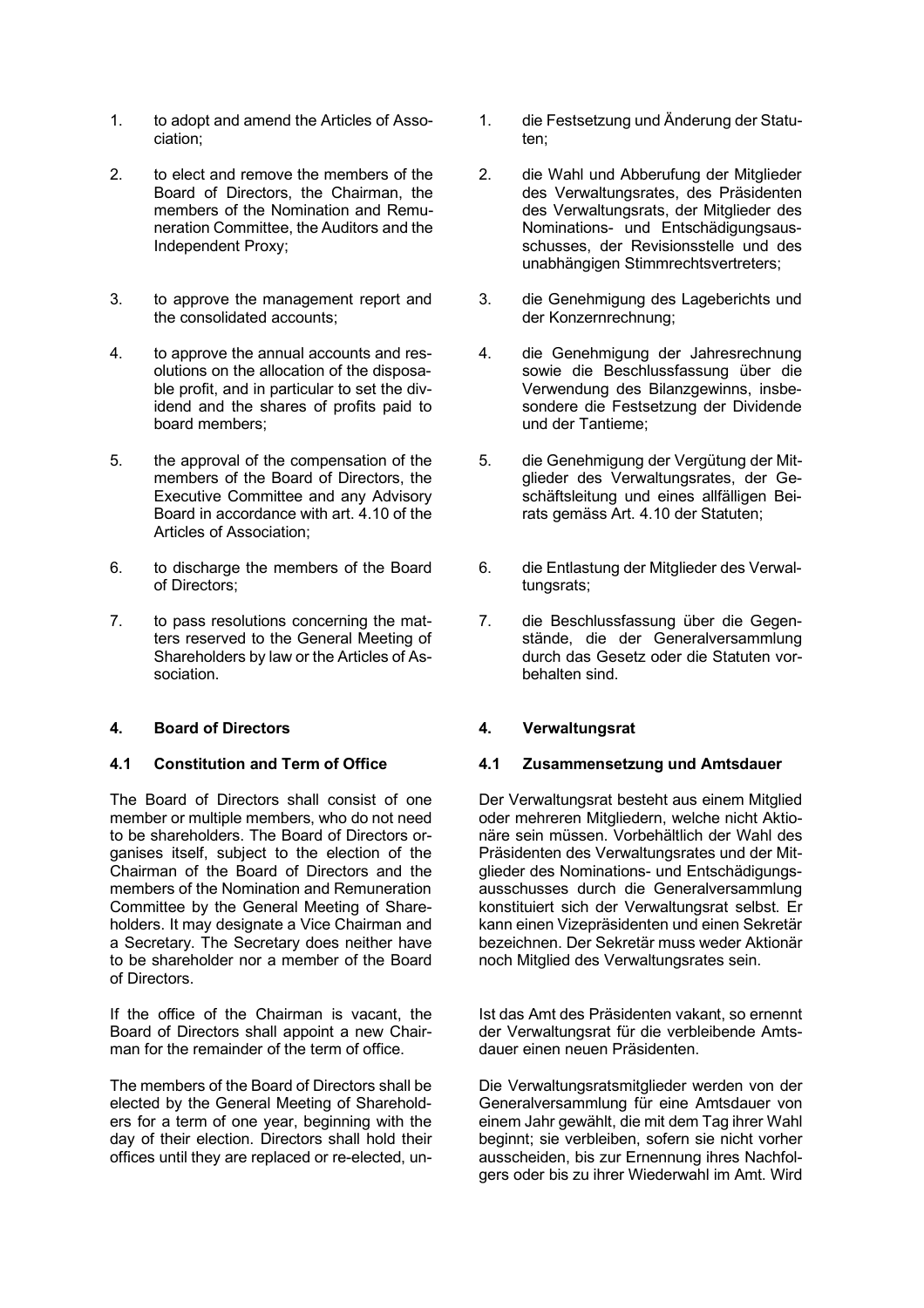1. to adopt and amend the Articles of Association;

2. to elect and remove the members of the Board of Directors, the Chairman, the members of the Nomination and Remuneration Committee, the Auditors and the Independent Proxy;

3. to approve the management report and the consolidated accounts;

4. to approve the annual accounts and resolutions on the allocation of the disposable profit, and in particular to set the dividend and the shares of profits paid to board members;

5. the approval of the compensation of the members of the Board of Directors, the Executive Committee and any Advisory Board in accordance with art. 4.10 of the Articles of Association;

6. to discharge the members of the Board of Directors;

7. to pass resolutions concerning the matters reserved to the General Meeting of Shareholders by law or the Articles of Association.

1. die Festsetzung und Änderung der Statuten;

2. die Wahl und Abberufung der Mitglieder des Verwaltungsrates, des Präsidenten des Verwaltungsrats, der Mitglieder des Nominations- und Entschädigungsausschusses, der Revisionsstelle und des unabhängigen Stimmrechtsvertreters;

3. die Genehmigung des Lageberichts und der Konzernrechnung;

4. die Genehmigung der Jahresrechnung sowie die Beschlussfassung über die Verwendung des Bilanzgewinns, insbesondere die Festsetzung der Dividende und der Tantieme;

5. die Genehmigung der Vergütung der Mitglieder des Verwaltungsrates, der Geschäftsleitung und eines allfälligen Beirats gemäss Art. 4.10 der Statuten;

6. die Entlastung der Mitglieder des Verwaltungsrats;

7. die Beschlussfassung über die Gegenstände, die der Generalversammlung durch das Gesetz oder die Statuten vorbehalten sind.

## 4. Board of Directors

### 4.1 Constitution and Term of Office

The Board of Directors shall consist of one member or multiple members, who do not need to be shareholders. The Board of Directors organises itself, subject to the election of the Chairman of the Board of Directors and the members of the Nomination and Remuneration Committee by the General Meeting of Shareholders. It may designate a Vice Chairman and a Secretary. The Secretary does neither have to be shareholder nor a member of the Board of Directors.

If the office of the Chairman is vacant, the Board of Directors shall appoint a new Chairman for the remainder of the term of office.

The members of the Board of Directors shall be elected by the General Meeting of Shareholders for a term of one year, beginning with the day of their election. Directors shall hold their offices until they are replaced or re-elected, un-

## 4. Verwaltungsrat

### 4.1 Zusammensetzung und Amtsdauer

Der Verwaltungsrat besteht aus einem Mitglied oder mehreren Mitgliedern, welche nicht Aktionäre sein müssen. Vorbehältlich der Wahl des Präsidenten des Verwaltungsrates und der Mitglieder des Nominations- und Entschädigungsausschusses durch die Generalversammlung konstituiert sich der Verwaltungsrat selbst. Er kann einen Vizepräsidenten und einen Sekretär bezeichnen. Der Sekretär muss weder Aktionär noch Mitglied des Verwaltungsrates sein.

Ist das Amt des Präsidenten vakant, so ernennt der Verwaltungsrat für die verbleibende Amtsdauer einen neuen Präsidenten.

Die Verwaltungsratsmitglieder werden von der Generalversammlung für eine Amtsdauer von einem Jahr gewählt, die mit dem Tag ihrer Wahl beginnt; sie verbleiben, sofern sie nicht vorher ausscheiden, bis zur Ernennung ihres Nachfolgers oder bis zu ihrer Wiederwahl im Amt. Wird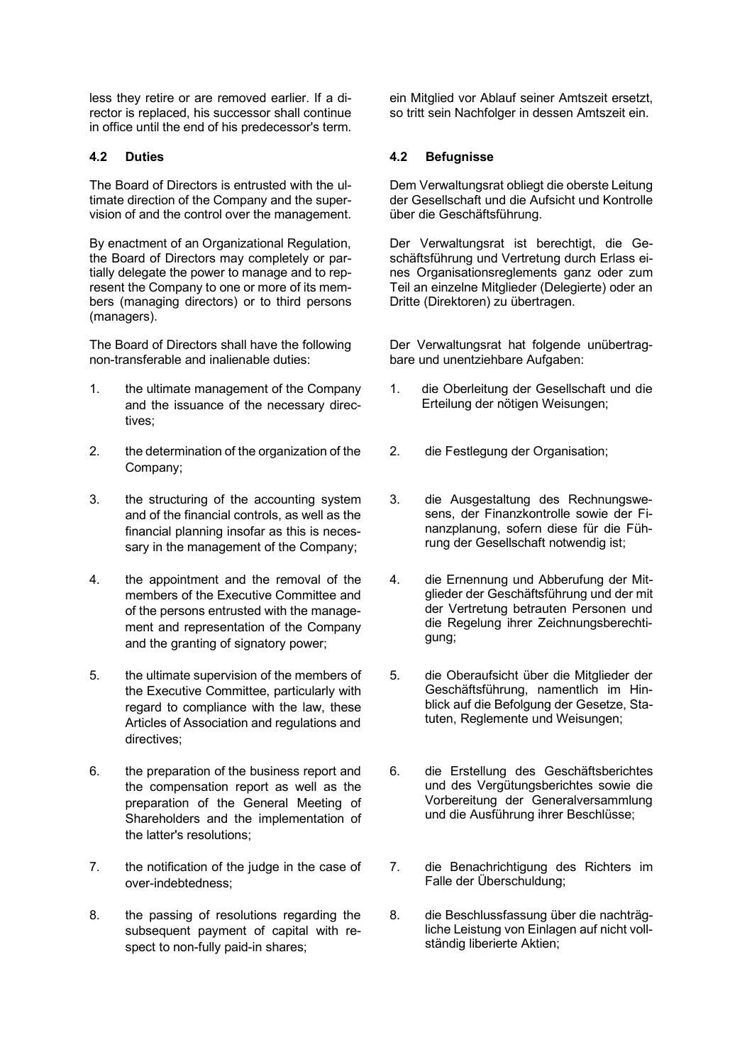less they retire or are removed earlier. If a director is replaced, his successor shall continue in office until the end of his predecessor's term.

ein Mitglied vor Ablauf seiner Amtszeit ersetzt, so tritt sein Nachfolger in dessen Amtszeit ein.

### 4.2 Duties

The Board of Directors is entrusted with the ultimate direction of the Company and the supervision of and the control over the management.

By enactment of an Organizational Regulation, the Board of Directors may completely or partially delegate the power to manage and to represent the Company to one or more of its members (managing directors) or to third persons (managers).

The Board of Directors shall have the following non-transferable and inalienable duties:

1. the ultimate management of the Company and the issuance of the necessary directives;
2. the determination of the organization of the Company;
3. the structuring of the accounting system and of the financial controls, as well as the financial planning insofar as this is necessary in the management of the Company;
4. the appointment and the removal of the members of the Executive Committee and of the persons entrusted with the management and representation of the Company and the granting of signatory power;
5. the ultimate supervision of the members of the Executive Committee, particularly with regard to compliance with the law, these Articles of Association and regulations and directives;
6. the preparation of the business report and the compensation report as well as the preparation of the General Meeting of Shareholders and the implementation of the latter's resolutions;
7. the notification of the judge in the case of over-indebtedness;
8. the passing of resolutions regarding the subsequent payment of capital with respect to non-fully paid-in shares;

### 4.2 Befugnisse

Dem Verwaltungsrat obliegt die oberste Leitung der Gesellschaft und die Aufsicht und Kontrolle über die Geschäftsführung.

Der Verwaltungsrat ist berechtigt, die Geschäftsführung und Vertretung durch Erlass eines Organisationsreglements ganz oder zum Teil an einzelne Mitglieder (Delegierte) oder an Dritte (Direktoren) zu übertragen.

Der Verwaltungsrat hat folgende unübertragbare und unentziehbare Aufgaben:

1. die Oberleitung der Gesellschaft und die Erteilung der nötigen Weisungen;
2. die Festlegung der Organisation;
3. die Ausgestaltung des Rechnungswesens, der Finanzkontrolle sowie der Finanzplanung, sofern diese für die Führung der Gesellschaft notwendig ist;
4. die Ernennung und Abberufung der Mitglieder der Geschäftsführung und der mit der Vertretung betrauten Personen und die Regelung ihrer Zeichnungsberechtigung;
5. die Oberaufsicht über die Mitglieder der Geschäftsführung, namentlich im Hinblick auf die Befolgung der Gesetze, Statuten, Reglemente und Weisungen;
6. die Erstellung des Geschäftsberichtes und des Vergütungsberichtes sowie die Vorbereitung der Generalversammlung und die Ausführung ihrer Beschlüsse;
7. die Benachrichtigung des Richters im Falle der Überschuldung;
8. die Beschlussfassung über die nachträgliche Leistung von Einlagen auf nicht vollständig liberierte Aktien;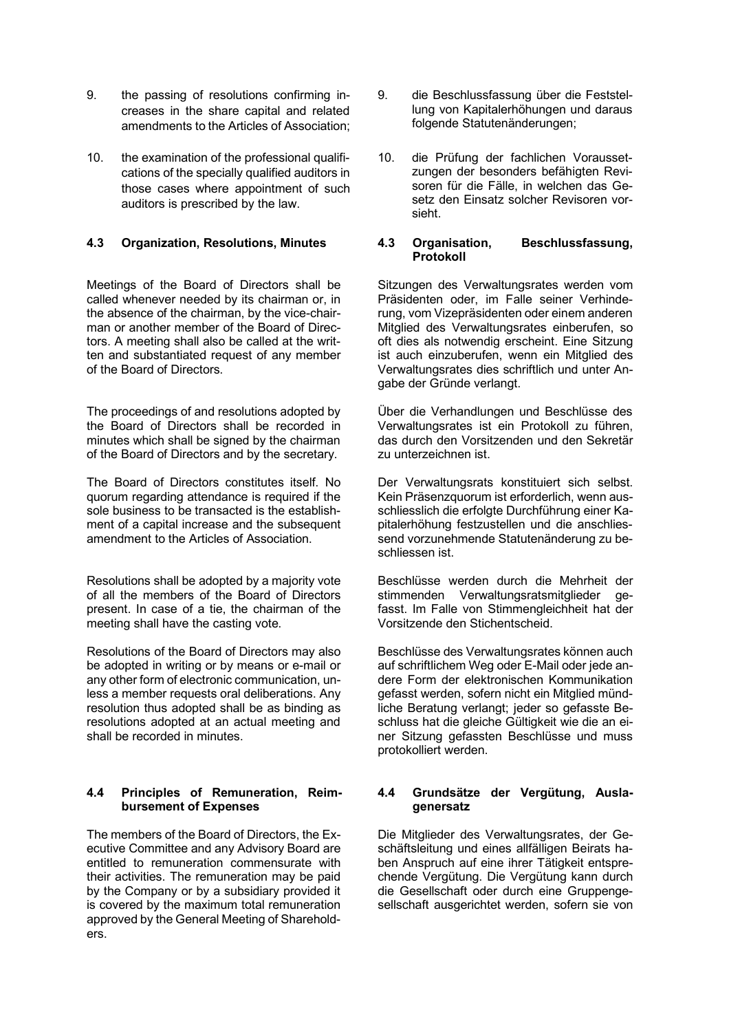9. the passing of resolutions confirming increases in the share capital and related amendments to the Articles of Association;

10. the examination of the professional qualifications of the specially qualified auditors in those cases where appointment of such auditors is prescribed by the law.

9. die Beschlussfassung über die Feststellung von Kapitalerhöhungen und daraus folgende Statutenänderungen;

10. die Prüfung der fachlichen Voraussetzungen der besonders befähigten Revisoren für die Fälle, in welchen das Gesetz den Einsatz solcher Revisoren vorsieht.

### 4.3 Organization, Resolutions, Minutes

Meetings of the Board of Directors shall be called whenever needed by its chairman or, in the absence of the chairman, by the vice-chairman or another member of the Board of Directors. A meeting shall also be called at the written and substantiated request of any member of the Board of Directors.

The proceedings of and resolutions adopted by the Board of Directors shall be recorded in minutes which shall be signed by the chairman of the Board of Directors and by the secretary.

The Board of Directors constitutes itself. No quorum regarding attendance is required if the sole business to be transacted is the establishment of a capital increase and the subsequent amendment to the Articles of Association.

Resolutions shall be adopted by a majority vote of all the members of the Board of Directors present. In case of a tie, the chairman of the meeting shall have the casting vote.

Resolutions of the Board of Directors may also be adopted in writing or by means or e-mail or any other form of electronic communication, unless a member requests oral deliberations. Any resolution thus adopted shall be as binding as resolutions adopted at an actual meeting and shall be recorded in minutes.

### 4.3 Organisation, Beschlussfassung, Protokoll

Sitzungen des Verwaltungsrates werden vom Präsidenten oder, im Falle seiner Verhinderung, vom Vizepräsidenten oder einem anderen Mitglied des Verwaltungsrates einberufen, so oft dies als notwendig erscheint. Eine Sitzung ist auch einzuberufen, wenn ein Mitglied des Verwaltungsrates dies schriftlich und unter Angabe der Gründe verlangt.

Über die Verhandlungen und Beschlüsse des Verwaltungsrates ist ein Protokoll zu führen, das durch den Vorsitzenden und den Sekretär zu unterzeichnen ist.

Der Verwaltungsrats konstituiert sich selbst. Kein Präsenzquorum ist erforderlich, wenn ausschliesslich die erfolgte Durchführung einer Kapitalerhöhung festzustellen und die anschliessend vorzunehmende Statutenänderung zu beschliessen ist.

Beschlüsse werden durch die Mehrheit der stimmenden Verwaltungsratsmitglieder gefasst. Im Falle von Stimmengleichheit hat der Vorsitzende den Stichentscheid.

Beschlüsse des Verwaltungsrates können auch auf schriftlichem Weg oder E-Mail oder jede andere Form der elektronischen Kommunikation gefasst werden, sofern nicht ein Mitglied mündliche Beratung verlangt; jeder so gefasste Beschluss hat die gleiche Gültigkeit wie die an einer Sitzung gefassten Beschlüsse und muss protokolliert werden.

### 4.4 Principles of Remuneration, Reimbursement of Expenses

The members of the Board of Directors, the Executive Committee and any Advisory Board are entitled to remuneration commensurate with their activities. The remuneration may be paid by the Company or by a subsidiary provided it is covered by the maximum total remuneration approved by the General Meeting of Shareholders.

### 4.4 Grundsätze der Vergütung, Auslagenersatz

Die Mitglieder des Verwaltungsrates, der Geschäftsleitung und eines allfälligen Beirats haben Anspruch auf eine ihrer Tätigkeit entsprechende Vergütung. Die Vergütung kann durch die Gesellschaft oder durch eine Gruppengesellschaft ausgerichtet werden, sofern sie von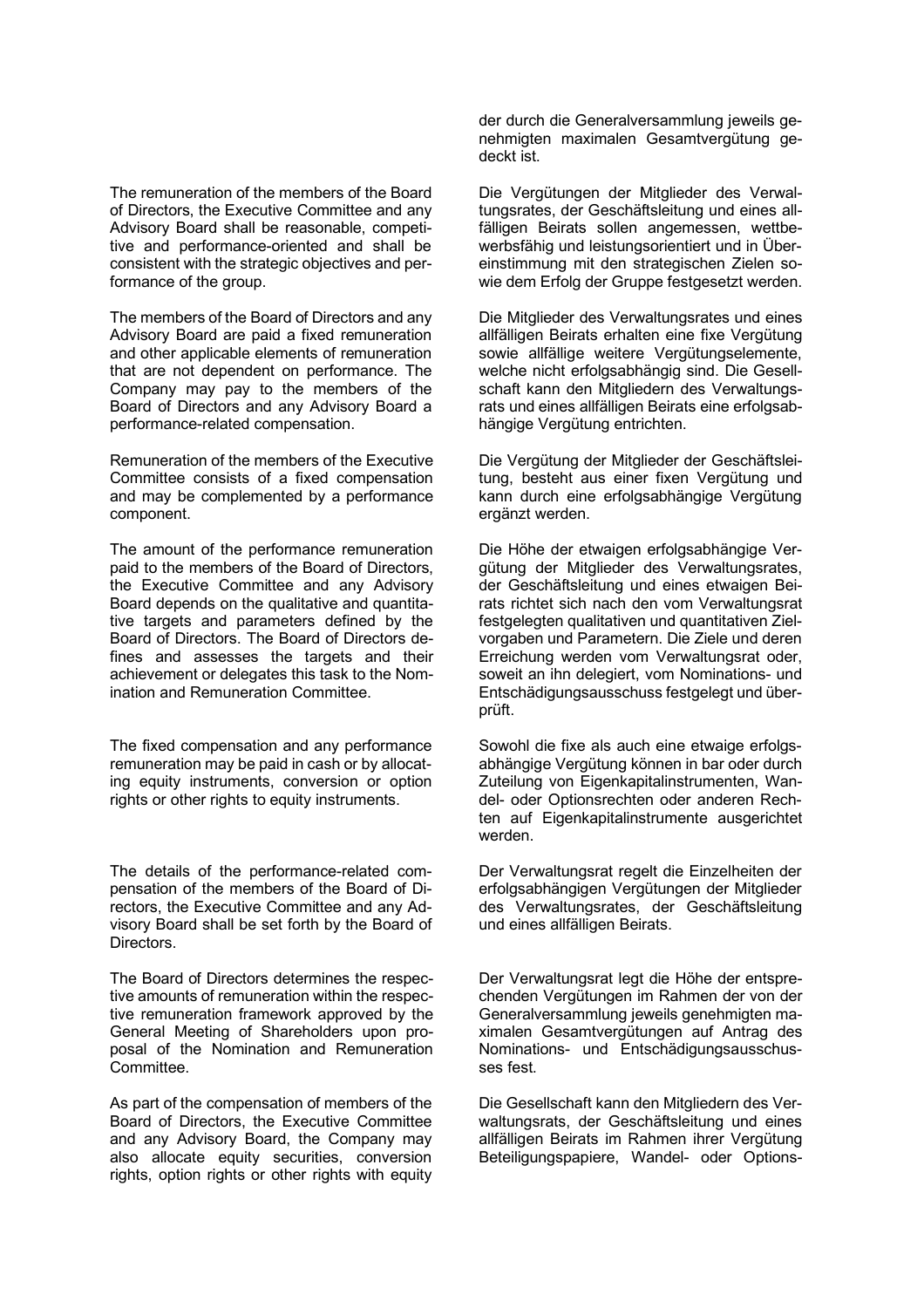der durch die Generalversammlung jeweils genehmigten maximalen Gesamtvergütung gedeckt ist.

The remuneration of the members of the Board of Directors, the Executive Committee and any Advisory Board shall be reasonable, competitive and performance-oriented and shall be consistent with the strategic objectives and performance of the group.

Die Vergütungen der Mitglieder des Verwaltungsrates, der Geschäftsleitung und eines allfälligen Beirats sollen angemessen, wettbewerbsfähig und leistungsorientiert und in Übereinstimmung mit den strategischen Zielen sowie dem Erfolg der Gruppe festgesetzt werden.

The members of the Board of Directors and any Advisory Board are paid a fixed remuneration and other applicable elements of remuneration that are not dependent on performance. The Company may pay to the members of the Board of Directors and any Advisory Board a performance-related compensation.

Die Mitglieder des Verwaltungsrates und eines allfälligen Beirats erhalten eine fixe Vergütung sowie allfällige weitere Vergütungselemente, welche nicht erfolgsabhängig sind. Die Gesellschaft kann den Mitgliedern des Verwaltungsrats und eines allfälligen Beirats eine erfolgsabhängige Vergütung entrichten.

Remuneration of the members of the Executive Committee consists of a fixed compensation and may be complemented by a performance component.

Die Vergütung der Mitglieder der Geschäftsleitung, besteht aus einer fixen Vergütung und kann durch eine erfolgsabhängige Vergütung ergänzt werden.

The amount of the performance remuneration paid to the members of the Board of Directors, the Executive Committee and any Advisory Board depends on the qualitative and quantitative targets and parameters defined by the Board of Directors. The Board of Directors defines and assesses the targets and their achievement or delegates this task to the Nomination and Remuneration Committee.

Die Höhe der etwaigen erfolgsabhängige Vergütung der Mitglieder des Verwaltungsrates, der Geschäftsleitung und eines etwaigen Beirats richtet sich nach den vom Verwaltungsrat festgelegten qualitativen und quantitativen Zielvorgaben und Parametern. Die Ziele und deren Erreichung werden vom Verwaltungsrat oder, soweit an ihn delegiert, vom Nominations- und Entschädigungsausschuss festgelegt und überprüft.

The fixed compensation and any performance remuneration may be paid in cash or by allocating equity instruments, conversion or option rights or other rights to equity instruments.

Sowohl die fixe als auch eine etwaige erfolgsabhängige Vergütung können in bar oder durch Zuteilung von Eigenkapitalinstrumenten, Wandel- oder Optionsrechten oder anderen Rechten auf Eigenkapitalinstrumente ausgerichtet werden.

The details of the performance-related compensation of the members of the Board of Directors, the Executive Committee and any Advisory Board shall be set forth by the Board of Directors.

Der Verwaltungsrat regelt die Einzelheiten der erfolgsabhängigen Vergütungen der Mitglieder des Verwaltungsrates, der Geschäftsleitung und eines allfälligen Beirats.

The Board of Directors determines the respective amounts of remuneration within the respective remuneration framework approved by the General Meeting of Shareholders upon proposal of the Nomination and Remuneration Committee.

Der Verwaltungsrat legt die Höhe der entsprechenden Vergütungen im Rahmen der von der Generalversammlung jeweils genehmigten maximalen Gesamtvergütungen auf Antrag des Nominations- und Entschädigungsausschusses fest.

As part of the compensation of members of the Board of Directors, the Executive Committee and any Advisory Board, the Company may also allocate equity securities, conversion rights, option rights or other rights with equity

Die Gesellschaft kann den Mitgliedern des Verwaltungsrats, der Geschäftsleitung und eines allfälligen Beirats im Rahmen ihrer Vergütung Beteiligungspapiere, Wandel- oder Options-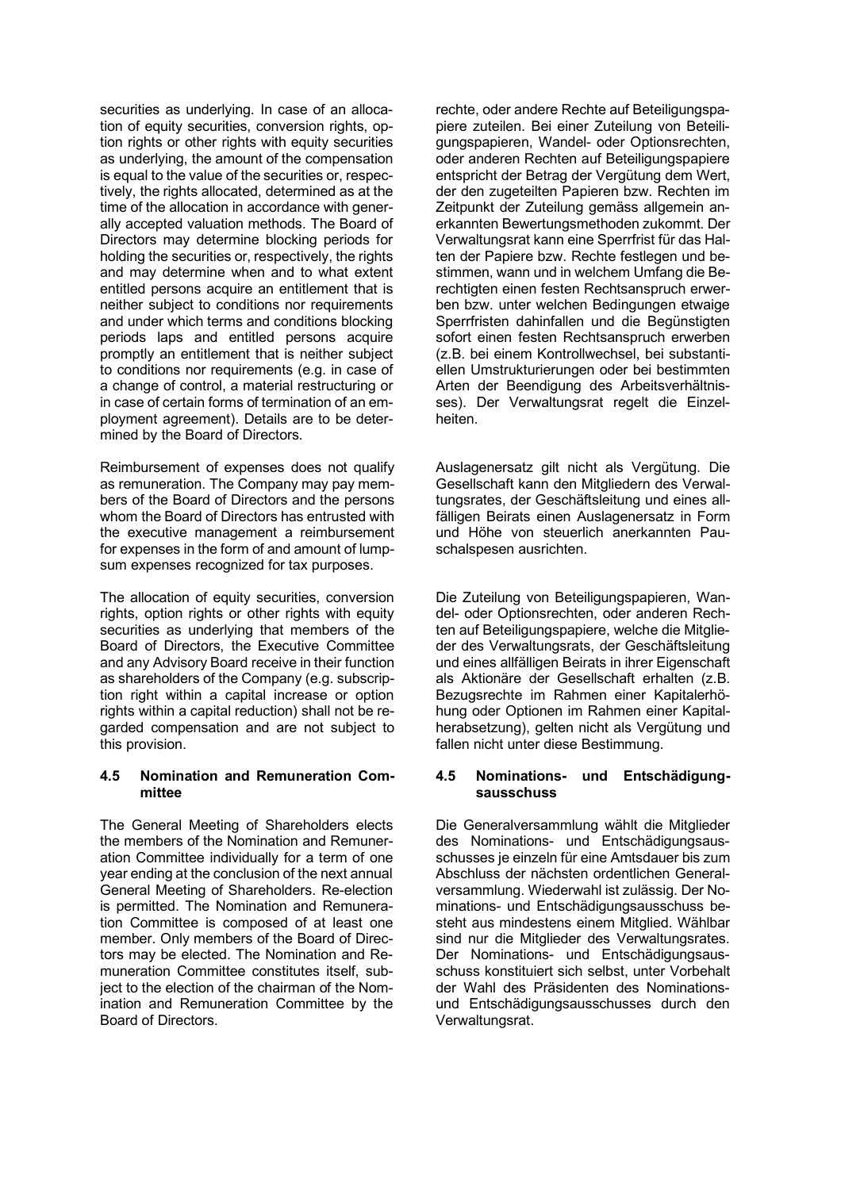securities as underlying. In case of an allocation of equity securities, conversion rights, option rights or other rights with equity securities as underlying, the amount of the compensation is equal to the value of the securities or, respectively, the rights allocated, determined as at the time of the allocation in accordance with generally accepted valuation methods. The Board of Directors may determine blocking periods for holding the securities or, respectively, the rights and may determine when and to what extent entitled persons acquire an entitlement that is neither subject to conditions nor requirements and under which terms and conditions blocking periods laps and entitled persons acquire promptly an entitlement that is neither subject to conditions nor requirements (e.g. in case of a change of control, a material restructuring or in case of certain forms of termination of an employment agreement). Details are to be determined by the Board of Directors.

Reimbursement of expenses does not qualify as remuneration. The Company may pay members of the Board of Directors and the persons whom the Board of Directors has entrusted with the executive management a reimbursement for expenses in the form of and amount of lump-sum expenses recognized for tax purposes.

The allocation of equity securities, conversion rights, option rights or other rights with equity securities as underlying that members of the Board of Directors, the Executive Committee and any Advisory Board receive in their function as shareholders of the Company (e.g. subscription right within a capital increase or option rights within a capital reduction) shall not be regarded compensation and are not subject to this provision.

#### 4.5 Nomination and Remuneration Committee

The General Meeting of Shareholders elects the members of the Nomination and Remuneration Committee individually for a term of one year ending at the conclusion of the next annual General Meeting of Shareholders. Re-election is permitted. The Nomination and Remuneration Committee is composed of at least one member. Only members of the Board of Directors may be elected. The Nomination and Remuneration Committee constitutes itself, subject to the election of the chairman of the Nomination and Remuneration Committee by the Board of Directors.

rechte, oder andere Rechte auf Beteiligungspapiere zuteilen. Bei einer Zuteilung von Beteiligungspapieren, Wandel- oder Optionsrechten, oder anderen Rechten auf Beteiligungspapiere entspricht der Betrag der Vergütung dem Wert, der den zugeteilten Papieren bzw. Rechten im Zeitpunkt der Zuteilung gemäss allgemein anerkannten Bewertungsmethoden zukommt. Der Verwaltungsrat kann eine Sperrfrist für das Halten der Papiere bzw. Rechte festlegen und bestimmen, wann und in welchem Umfang die Berechtigten einen festen Rechtsanspruch erwerben bzw. unter welchen Bedingungen etwaige Sperrfristen dahinfallen und die Begünstigten sofort einen festen Rechtsanspruch erwerben (z.B. bei einem Kontrollwechsel, bei substantiellen Umstrukturierungen oder bei bestimmten Arten der Beendigung des Arbeitsverhältnisses). Der Verwaltungsrat regelt die Einzelheiten.

Auslagenersatz gilt nicht als Vergütung. Die Gesellschaft kann den Mitgliedern des Verwaltungsrates, der Geschäftsleitung und eines allfälligen Beirats einen Auslagenersatz in Form und Höhe von steuerlich anerkannten Pauschalspesen ausrichten.

Die Zuteilung von Beteiligungspapieren, Wandel- oder Optionsrechten, oder anderen Rechten auf Beteiligungspapiere, welche die Mitglieder des Verwaltungsrats, der Geschäftsleitung und eines allfälligen Beirats in ihrer Eigenschaft als Aktionäre der Gesellschaft erhalten (z.B. Bezugsrechte im Rahmen einer Kapitalerhöhung oder Optionen im Rahmen einer Kapitalherabsetzung), gelten nicht als Vergütung und fallen nicht unter diese Bestimmung.

#### 4.5 Nominations- und Entschädigungsausschuss

Die Generalversammlung wählt die Mitglieder des Nominations- und Entschädigungsausschusses je einzeln für eine Amtsdauer bis zum Abschluss der nächsten ordentlichen Generalversammlung. Wiederwahl ist zulässig. Der Nominations- und Entschädigungsausschuss besteht aus mindestens einem Mitglied. Wählbar sind nur die Mitglieder des Verwaltungsrates. Der Nominations- und Entschädigungsausschuss konstituiert sich selbst, unter Vorbehalt der Wahl des Präsidenten des Nominations- und Entschädigungsausschusses durch den Verwaltungsrat.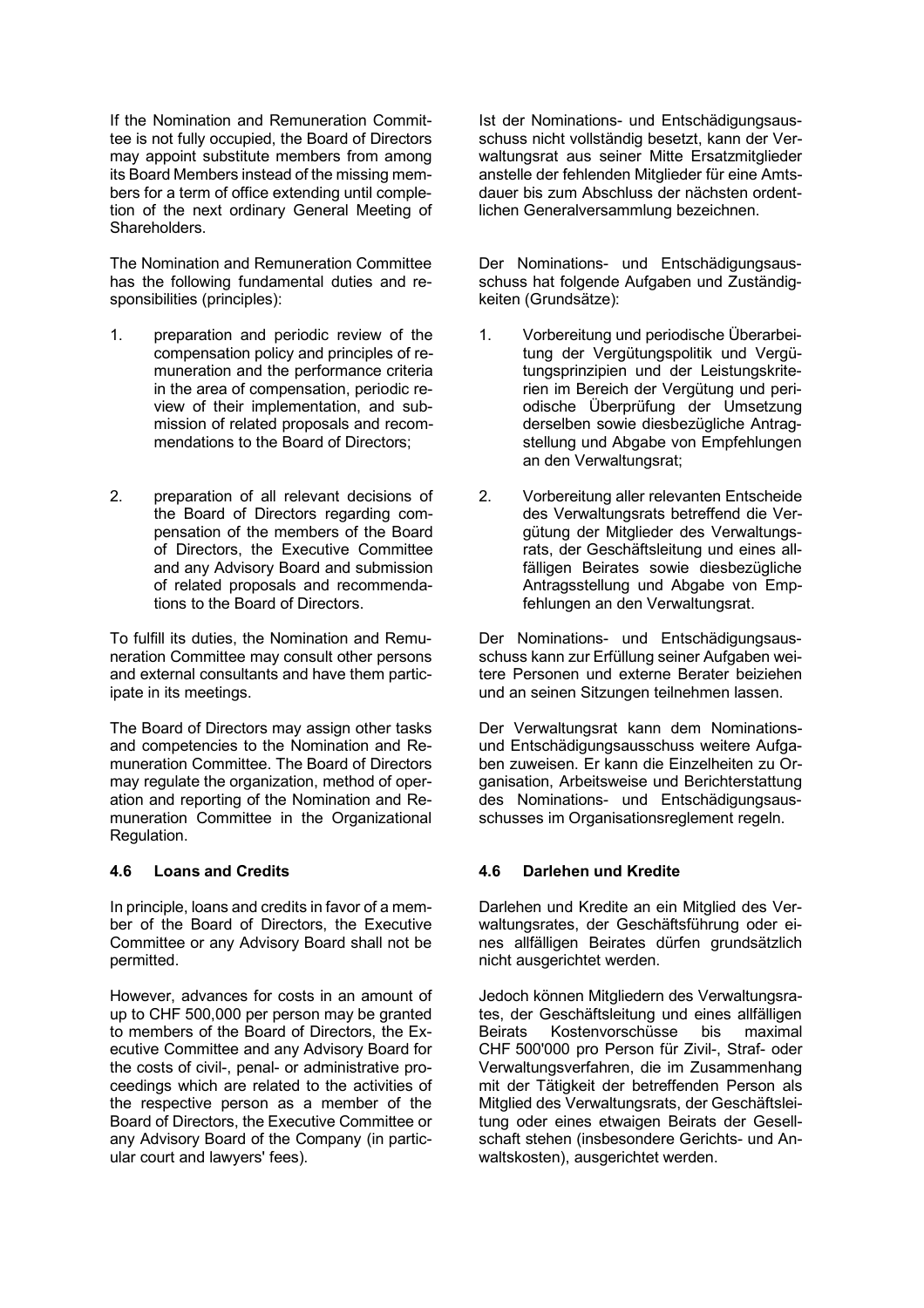If the Nomination and Remuneration Committee is not fully occupied, the Board of Directors may appoint substitute members from among its Board Members instead of the missing members for a term of office extending until completion of the next ordinary General Meeting of Shareholders.

The Nomination and Remuneration Committee has the following fundamental duties and responsibilities (principles):

1. preparation and periodic review of the compensation policy and principles of remuneration and the performance criteria in the area of compensation, periodic review of their implementation, and submission of related proposals and recommendations to the Board of Directors;

2. preparation of all relevant decisions of the Board of Directors regarding compensation of the members of the Board of Directors, the Executive Committee and any Advisory Board and submission of related proposals and recommendations to the Board of Directors.

To fulfill its duties, the Nomination and Remuneration Committee may consult other persons and external consultants and have them participate in its meetings.

The Board of Directors may assign other tasks and competencies to the Nomination and Remuneration Committee. The Board of Directors may regulate the organization, method of operation and reporting of the Nomination and Remuneration Committee in the Organizational Regulation.

#### 4.6 Loans and Credits

In principle, loans and credits in favor of a member of the Board of Directors, the Executive Committee or any Advisory Board shall not be permitted.

However, advances for costs in an amount of up to CHF 500,000 per person may be granted to members of the Board of Directors, the Executive Committee and any Advisory Board for the costs of civil-, penal- or administrative proceedings which are related to the activities of the respective person as a member of the Board of Directors, the Executive Committee or any Advisory Board of the Company (in particular court and lawyers' fees).

Ist der Nominations- und Entschädigungsausschuss nicht vollständig besetzt, kann der Verwaltungsrat aus seiner Mitte Ersatzmitglieder anstelle der fehlenden Mitglieder für eine Amtsdauer bis zum Abschluss der nächsten ordentlichen Generalversammlung bezeichnen.

Der Nominations- und Entschädigungsausschuss hat folgende Aufgaben und Zuständigkeiten (Grundsätze):

1. Vorbereitung und periodische Überarbeitung der Vergütungspolitik und Vergütungsprinzipien und der Leistungskriterien im Bereich der Vergütung und periodische Überprüfung der Umsetzung derselben sowie diesbezügliche Antragstellung und Abgabe von Empfehlungen an den Verwaltungsrat;

2. Vorbereitung aller relevanten Entscheide des Verwaltungsrats betreffend die Vergütung der Mitglieder des Verwaltungsrats, der Geschäftsleitung und eines allfälligen Beirates sowie diesbezügliche Antragsstellung und Abgabe von Empfehlungen an den Verwaltungsrat.

Der Nominations- und Entschädigungsausschuss kann zur Erfüllung seiner Aufgaben weitere Personen und externe Berater beiziehen und an seinen Sitzungen teilnehmen lassen.

Der Verwaltungsrat kann dem Nominations- und Entschädigungsausschuss weitere Aufgaben zuweisen. Er kann die Einzelheiten zu Organisation, Arbeitsweise und Berichterstattung des Nominations- und Entschädigungsausschusses im Organisationsreglement regeln.

#### 4.6 Darlehen und Kredite

Darlehen und Kredite an ein Mitglied des Verwaltungsrates, der Geschäftsführung oder eines allfälligen Beirates dürfen grundsätzlich nicht ausgerichtet werden.

Jedoch können Mitgliedern des Verwaltungsrates, der Geschäftsleitung und eines allfälligen Beirats Kostenvorschüsse bis maximal CHF 500'000 pro Person für Zivil-, Straf- oder Verwaltungsverfahren, die im Zusammenhang mit der Tätigkeit der betreffenden Person als Mitglied des Verwaltungsrats, der Geschäftsleitung oder eines etwaigen Beirats der Gesellschaft stehen (insbesondere Gerichts- und Anwaltskosten), ausgerichtet werden.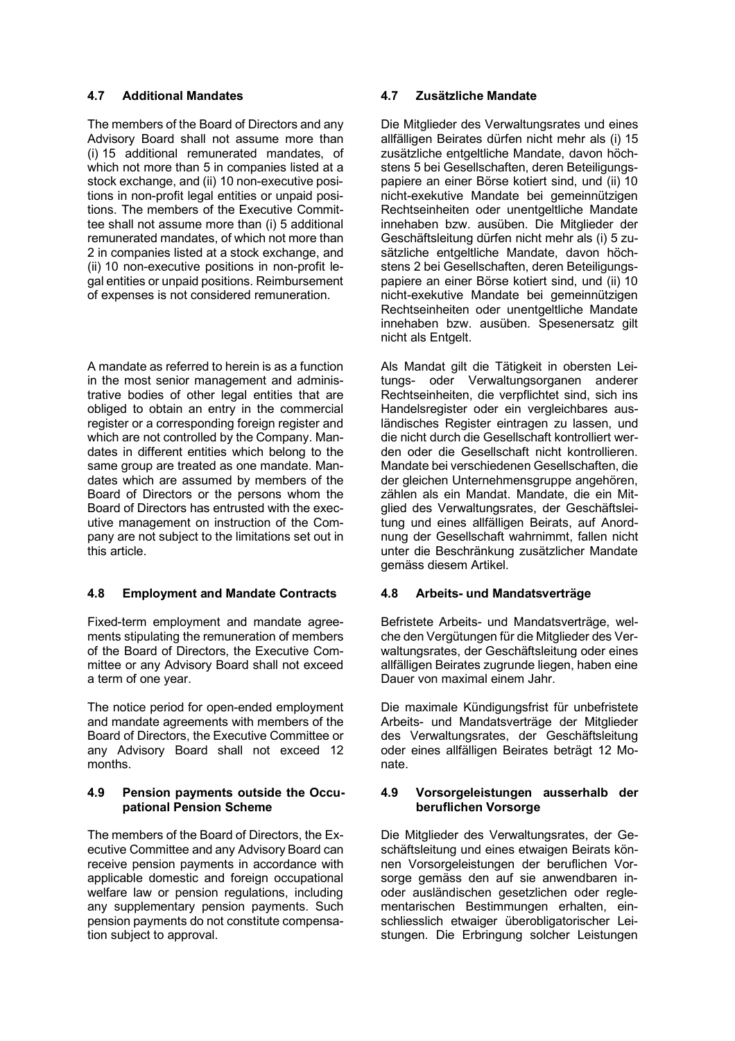### 4.7 Additional Mandates

The members of the Board of Directors and any Advisory Board shall not assume more than (i) 15 additional remunerated mandates, of which not more than 5 in companies listed at a stock exchange, and (ii) 10 non-executive positions in non-profit legal entities or unpaid positions. The members of the Executive Committee shall not assume more than (i) 5 additional remunerated mandates, of which not more than 2 in companies listed at a stock exchange, and (ii) 10 non-executive positions in non-profit legal entities or unpaid positions. Reimbursement of expenses is not considered remuneration.

A mandate as referred to herein is as a function in the most senior management and administrative bodies of other legal entities that are obliged to obtain an entry in the commercial register or a corresponding foreign register and which are not controlled by the Company. Mandates in different entities which belong to the same group are treated as one mandate. Mandates which are assumed by members of the Board of Directors or the persons whom the Board of Directors has entrusted with the executive management on instruction of the Company are not subject to the limitations set out in this article.

### 4.7 Zusätzliche Mandate

Die Mitglieder des Verwaltungsrates und eines allfälligen Beirates dürfen nicht mehr als (i) 15 zusätzliche entgeltliche Mandate, davon höchstens 5 bei Gesellschaften, deren Beteiligungspapiere an einer Börse kotiert sind, und (ii) 10 nicht-exekutive Mandate bei gemeinnützigen Rechtseinheiten oder unentgeltliche Mandate innehaben bzw. ausüben. Die Mitglieder der Geschäftsleitung dürfen nicht mehr als (i) 5 zusätzliche entgeltliche Mandate, davon höchstens 2 bei Gesellschaften, deren Beteiligungspapiere an einer Börse kotiert sind, und (ii) 10 nicht-exekutive Mandate bei gemeinnützigen Rechtseinheiten oder unentgeltliche Mandate innehaben bzw. ausüben. Spesenersatz gilt nicht als Entgelt.

Als Mandat gilt die Tätigkeit in obersten Leitungs- oder Verwaltungsorganen anderer Rechtseinheiten, die verpflichtet sind, sich ins Handelsregister oder ein vergleichbares ausländisches Register eintragen zu lassen, und die nicht durch die Gesellschaft kontrolliert werden oder die Gesellschaft nicht kontrollieren. Mandate bei verschiedenen Gesellschaften, die der gleichen Unternehmensgruppe angehören, zählen als ein Mandat. Mandate, die ein Mitglied des Verwaltungsrates, der Geschäftsleitung und eines allfälligen Beirats, auf Anordnung der Gesellschaft wahrnimmt, fallen nicht unter die Beschränkung zusätzlicher Mandate gemäss diesem Artikel.

### 4.8 Employment and Mandate Contracts

Fixed-term employment and mandate agreements stipulating the remuneration of members of the Board of Directors, the Executive Committee or any Advisory Board shall not exceed a term of one year.

The notice period for open-ended employment and mandate agreements with members of the Board of Directors, the Executive Committee or any Advisory Board shall not exceed 12 months.

### 4.8 Arbeits- und Mandatsverträge

Befristete Arbeits- und Mandatsverträge, welche den Vergütungen für die Mitglieder des Verwaltungsrates, der Geschäftsleitung oder eines allfälligen Beirates zugrunde liegen, haben eine Dauer von maximal einem Jahr.

Die maximale Kündigungsfrist für unbefristete Arbeits- und Mandatsverträge der Mitglieder des Verwaltungsrates, der Geschäftsleitung oder eines allfälligen Beirates beträgt 12 Monate.

### 4.9 Pension payments outside the Occupational Pension Scheme

The members of the Board of Directors, the Executive Committee and any Advisory Board can receive pension payments in accordance with applicable domestic and foreign occupational welfare law or pension regulations, including any supplementary pension payments. Such pension payments do not constitute compensation subject to approval.

### 4.9 Vorsorgeleistungen ausserhalb der beruflichen Vorsorge

Die Mitglieder des Verwaltungsrates, der Geschäftsleitung und eines etwaigen Beirats können Vorsorgeleistungen der beruflichen Vorsorge gemäss den auf sie anwendbaren in- oder ausländischen gesetzlichen oder reglementarischen Bestimmungen erhalten, einschliesslich etwaiger überobligatorischer Leistungen. Die Erbringung solcher Leistungen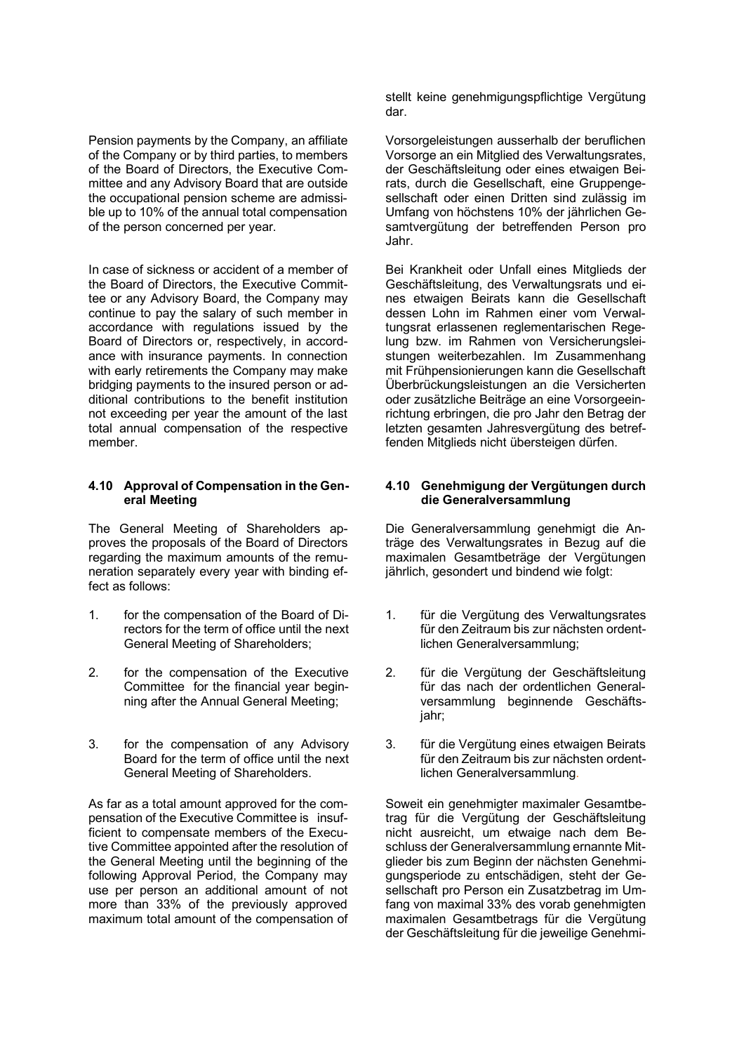stellt keine genehmigungspflichtige Vergütung dar.

Pension payments by the Company, an affiliate of the Company or by third parties, to members of the Board of Directors, the Executive Committee and any Advisory Board that are outside the occupational pension scheme are admissible up to 10% of the annual total compensation of the person concerned per year.

Vorsorgeleistungen ausserhalb der beruflichen Vorsorge an ein Mitglied des Verwaltungsrates, der Geschäftsleitung oder eines etwaigen Beirats, durch die Gesellschaft, eine Gruppengesellschaft oder einen Dritten sind zulässig im Umfang von höchstens 10% der jährlichen Gesamtvergütung der betreffenden Person pro Jahr.

In case of sickness or accident of a member of the Board of Directors, the Executive Committee or any Advisory Board, the Company may continue to pay the salary of such member in accordance with regulations issued by the Board of Directors or, respectively, in accordance with insurance payments. In connection with early retirements the Company may make bridging payments to the insured person or additional contributions to the benefit institution not exceeding per year the amount of the last total annual compensation of the respective member.

Bei Krankheit oder Unfall eines Mitglieds der Geschäftsleitung, des Verwaltungsrats und eines etwaigen Beirats kann die Gesellschaft dessen Lohn im Rahmen einer vom Verwaltungsrat erlassenen reglementarischen Regelung bzw. im Rahmen von Versicherungsleistungen weiterbezahlen. Im Zusammenhang mit Frühpensionierungen kann die Gesellschaft Überbrückungsleistungen an die Versicherten oder zusätzliche Beiträge an eine Vorsorgeeinrichtung erbringen, die pro Jahr den Betrag der letzten gesamten Jahresvergütung des betreffenden Mitglieds nicht übersteigen dürfen.

### 4.10 Approval of Compensation in the General Meeting

The General Meeting of Shareholders approves the proposals of the Board of Directors regarding the maximum amounts of the remuneration separately every year with binding effect as follows:

1. for the compensation of the Board of Directors for the term of office until the next General Meeting of Shareholders;
2. for the compensation of the Executive Committee for the financial year beginning after the Annual General Meeting;
3. for the compensation of any Advisory Board for the term of office until the next General Meeting of Shareholders.

As far as a total amount approved for the compensation of the Executive Committee is insufficient to compensate members of the Executive Committee appointed after the resolution of the General Meeting until the beginning of the following Approval Period, the Company may use per person an additional amount of not more than 33% of the previously approved maximum total amount of the compensation of

### 4.10 Genehmigung der Vergütungen durch die Generalversammlung

Die Generalversammlung genehmigt die Anträge des Verwaltungsrates in Bezug auf die maximalen Gesamtbeträge der Vergütungen jährlich, gesondert und bindend wie folgt:

1. für die Vergütung des Verwaltungsrates für den Zeitraum bis zur nächsten ordentlichen Generalversammlung;
2. für die Vergütung der Geschäftsleitung für das nach der ordentlichen Generalversammlung beginnende Geschäftsjahr;
3. für die Vergütung eines etwaigen Beirats für den Zeitraum bis zur nächsten ordentlichen Generalversammlung.

Soweit ein genehmigter maximaler Gesamtbetrag für die Vergütung der Geschäftsleitung nicht ausreicht, um etwaige nach dem Beschluss der Generalversammlung ernannte Mitglieder bis zum Beginn der nächsten Genehmigungsperiode zu entschädigen, steht der Gesellschaft pro Person ein Zusatzbetrag im Umfang von maximal 33% des vorab genehmigten maximalen Gesamtbetrags für die Vergütung der Geschäftsleitung für die jeweilige Genehmi-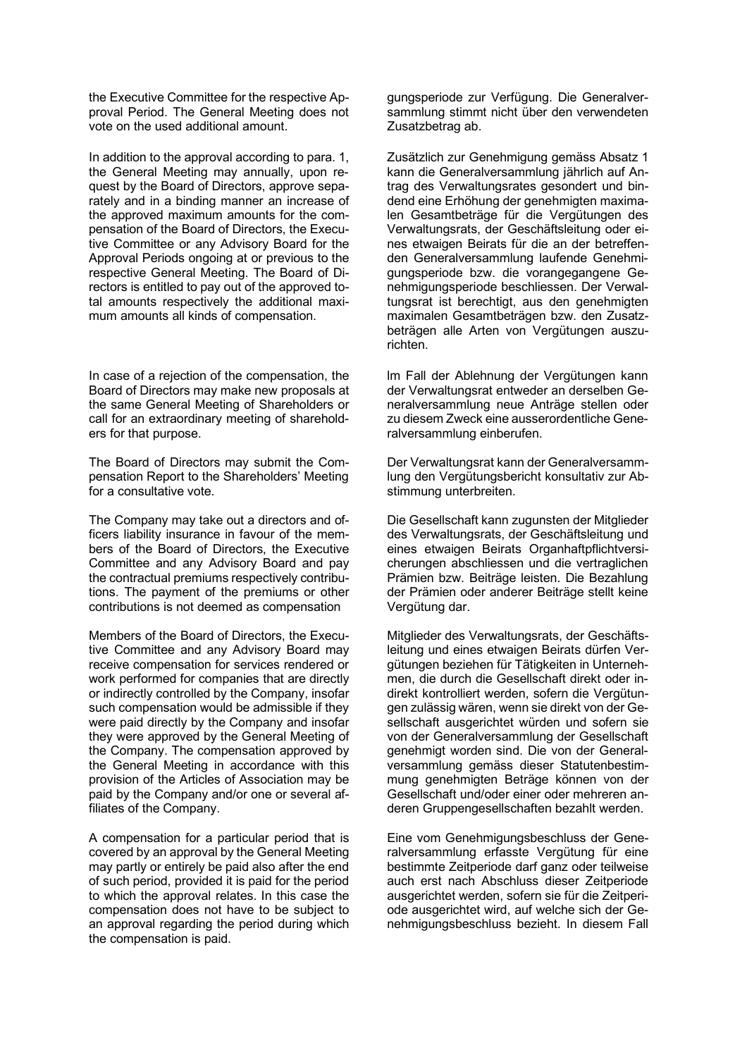the Executive Committee for the respective Approval Period. The General Meeting does not vote on the used additional amount.

gungsperiode zur Verfügung. Die Generalversammlung stimmt nicht über den verwendeten Zusatzbetrag ab.

In addition to the approval according to para. 1, the General Meeting may annually, upon request by the Board of Directors, approve separately and in a binding manner an increase of the approved maximum amounts for the compensation of the Board of Directors, the Executive Committee or any Advisory Board for the Approval Periods ongoing at or previous to the respective General Meeting. The Board of Directors is entitled to pay out of the approved total amounts respectively the additional maximum amounts all kinds of compensation.

Zusätzlich zur Genehmigung gemäss Absatz 1 kann die Generalversammlung jährlich auf Antrag des Verwaltungsrates gesondert und bindend eine Erhöhung der genehmigten maximalen Gesamtbeträge für die Vergütungen des Verwaltungsrats, der Geschäftsleitung oder eines etwaigen Beirats für die an der betreffenden Generalversammlung laufende Genehmigungsperiode bzw. die vorangegangene Genehmigungsperiode beschliessen. Der Verwaltungsrat ist berechtigt, aus den genehmigten maximalen Gesamtbeträgen bzw. den Zusatzbeträgen alle Arten von Vergütungen auszurichten.

In case of a rejection of the compensation, the Board of Directors may make new proposals at the same General Meeting of Shareholders or call for an extraordinary meeting of shareholders for that purpose.

Im Fall der Ablehnung der Vergütungen kann der Verwaltungsrat entweder an derselben Generalversammlung neue Anträge stellen oder zu diesem Zweck eine ausserordentliche Generalversammlung einberufen.

The Board of Directors may submit the Compensation Report to the Shareholders' Meeting for a consultative vote.

Der Verwaltungsrat kann der Generalversammlung den Vergütungsbericht konsultativ zur Abstimmung unterbreiten.

The Company may take out a directors and officers liability insurance in favour of the members of the Board of Directors, the Executive Committee and any Advisory Board and pay the contractual premiums respectively contributions. The payment of the premiums or other contributions is not deemed as compensation

Die Gesellschaft kann zugunsten der Mitglieder des Verwaltungsrats, der Geschäftsleitung und eines etwaigen Beirats Organhaftpflichtversicherungen abschliessen und die vertraglichen Prämien bzw. Beiträge leisten. Die Bezahlung der Prämien oder anderer Beiträge stellt keine Vergütung dar.

Members of the Board of Directors, the Executive Committee and any Advisory Board may receive compensation for services rendered or work performed for companies that are directly or indirectly controlled by the Company, insofar such compensation would be admissible if they were paid directly by the Company and insofar they were approved by the General Meeting of the Company. The compensation approved by the General Meeting in accordance with this provision of the Articles of Association may be paid by the Company and/or one or several affiliates of the Company.

Mitglieder des Verwaltungsrats, der Geschäftsleitung und eines etwaigen Beirats dürfen Vergütungen beziehen für Tätigkeiten in Unternehmen, die durch die Gesellschaft direkt oder indirekt kontrolliert werden, sofern die Vergütungen zulässig wären, wenn sie direkt von der Gesellschaft ausgerichtet würden und sofern sie von der Generalversammlung der Gesellschaft genehmigt worden sind. Die von der Generalversammlung gemäss dieser Statutenbestimmung genehmigten Beträge können von der Gesellschaft und/oder einer oder mehreren anderen Gruppengesellschaften bezahlt werden.

A compensation for a particular period that is covered by an approval by the General Meeting may partly or entirely be paid also after the end of such period, provided it is paid for the period to which the approval relates. In this case the compensation does not have to be subject to an approval regarding the period during which the compensation is paid.

Eine vom Genehmigungsbeschluss der Generalversammlung erfasste Vergütung für eine bestimmte Zeitperiode darf ganz oder teilweise auch erst nach Abschluss dieser Zeitperiode ausgerichtet werden, sofern sie für die Zeitperiode ausgerichtet wird, auf welche sich der Genehmigungsbeschluss bezieht. In diesem Fall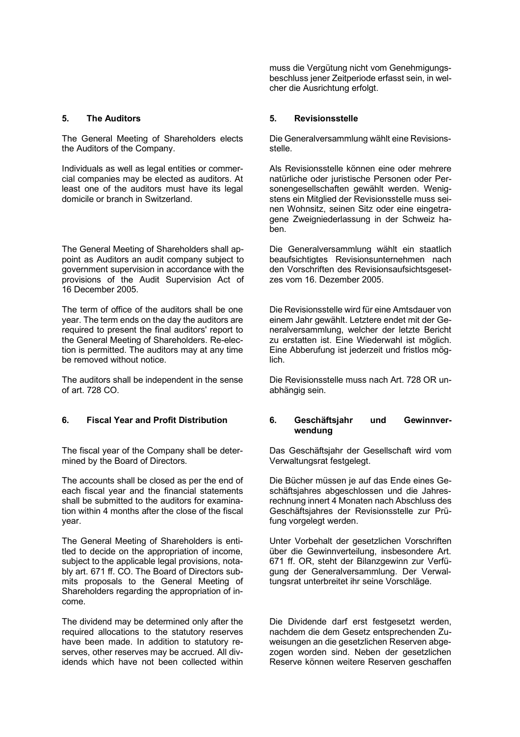muss die Vergütung nicht vom Genehmigungsbeschluss jener Zeitperiode erfasst sein, in welcher die Ausrichtung erfolgt.

## 5. The Auditors

The General Meeting of Shareholders elects the Auditors of the Company.

Individuals as well as legal entities or commercial companies may be elected as auditors. At least one of the auditors must have its legal domicile or branch in Switzerland.

The General Meeting of Shareholders shall appoint as Auditors an audit company subject to government supervision in accordance with the provisions of the Audit Supervision Act of 16 December 2005.

The term of office of the auditors shall be one year. The term ends on the day the auditors are required to present the final auditors' report to the General Meeting of Shareholders. Re-election is permitted. The auditors may at any time be removed without notice.

The auditors shall be independent in the sense of art. 728 CO.

## 5. Revisionsstelle

Die Generalversammlung wählt eine Revisionsstelle.

Als Revisionsstelle können eine oder mehrere natürliche oder juristische Personen oder Personengesellschaften gewählt werden. Wenigstens ein Mitglied der Revisionsstelle muss seinen Wohnsitz, seinen Sitz oder eine eingetragene Zweigniederlassung in der Schweiz haben.

Die Generalversammlung wählt ein staatlich beaufsichtigtes Revisionsunternehmen nach den Vorschriften des Revisionsaufsichtsgesetzes vom 16. Dezember 2005.

Die Revisionsstelle wird für eine Amtsdauer von einem Jahr gewählt. Letztere endet mit der Generalversammlung, welcher der letzte Bericht zu erstatten ist. Eine Wiederwahl ist möglich. Eine Abberufung ist jederzeit und fristlos möglich.

Die Revisionsstelle muss nach Art. 728 OR unabhängig sein.

## 6. Fiscal Year and Profit Distribution

The fiscal year of the Company shall be determined by the Board of Directors.

The accounts shall be closed as per the end of each fiscal year and the financial statements shall be submitted to the auditors for examination within 4 months after the close of the fiscal year.

The General Meeting of Shareholders is entitled to decide on the appropriation of income, subject to the applicable legal provisions, notably art. 671 ff. CO. The Board of Directors submits proposals to the General Meeting of Shareholders regarding the appropriation of income.

The dividend may be determined only after the required allocations to the statutory reserves have been made. In addition to statutory reserves, other reserves may be accrued. All dividends which have not been collected within

## 6. Geschäftsjahr und Gewinnverwendung

Das Geschäftsjahr der Gesellschaft wird vom Verwaltungsrat festgelegt.

Die Bücher müssen je auf das Ende eines Geschäftsjahres abgeschlossen und die Jahresrechnung innert 4 Monaten nach Abschluss des Geschäftsjahres der Revisionsstelle zur Prüfung vorgelegt werden.

Unter Vorbehalt der gesetzlichen Vorschriften über die Gewinnverteilung, insbesondere Art. 671 ff. OR, steht der Bilanzgewinn zur Verfügung der Generalversammlung. Der Verwaltungsrat unterbreitet ihr seine Vorschläge.

Die Dividende darf erst festgesetzt werden, nachdem die dem Gesetz entsprechenden Zuweisungen an die gesetzlichen Reserven abgezogen worden sind. Neben der gesetzlichen Reserve können weitere Reserven geschaffen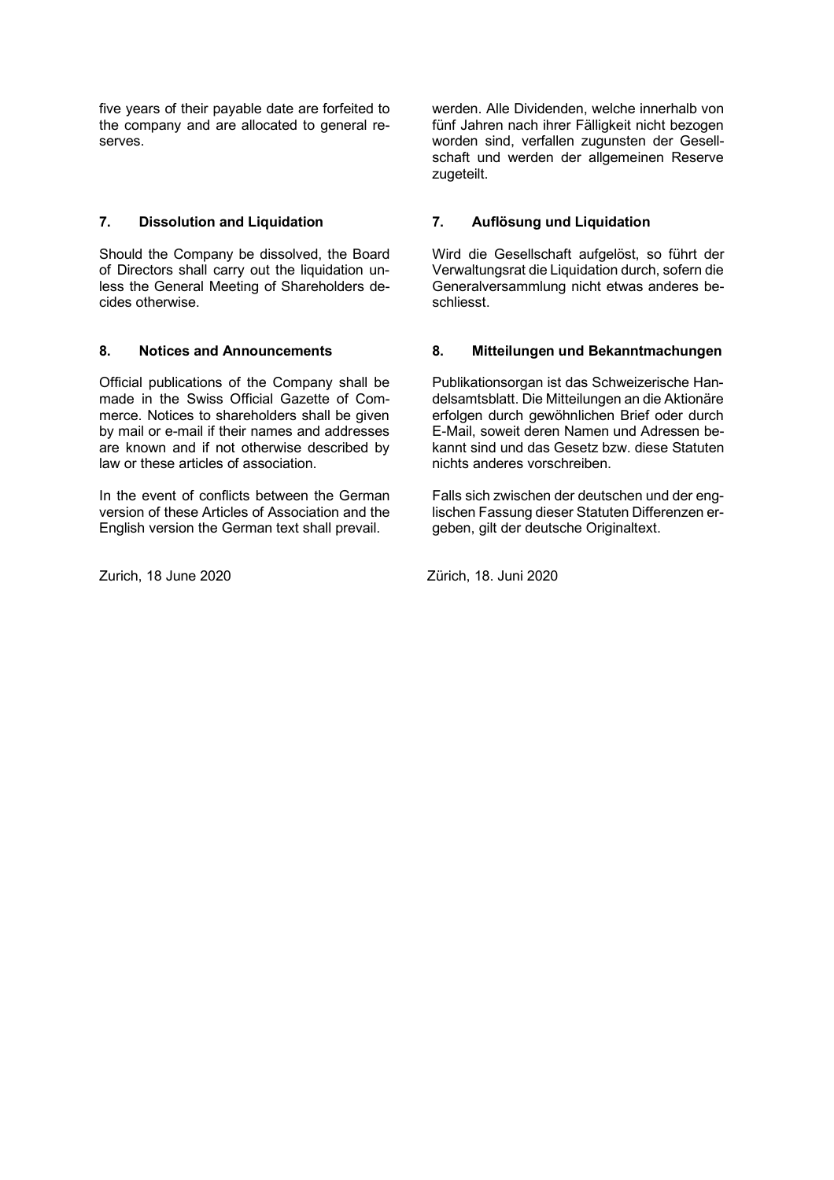five years of their payable date are forfeited to the company and are allocated to general reserves.

werden. Alle Dividenden, welche innerhalb von fünf Jahren nach ihrer Fälligkeit nicht bezogen worden sind, verfallen zugunsten der Gesellschaft und werden der allgemeinen Reserve zugeteilt.

## 7. Dissolution and Liquidation

Should the Company be dissolved, the Board of Directors shall carry out the liquidation unless the General Meeting of Shareholders decides otherwise.

## 7. Auflösung und Liquidation

Wird die Gesellschaft aufgelöst, so führt der Verwaltungsrat die Liquidation durch, sofern die Generalversammlung nicht etwas anderes beschliesst.

## 8. Notices and Announcements

Official publications of the Company shall be made in the Swiss Official Gazette of Commerce. Notices to shareholders shall be given by mail or e-mail if their names and addresses are known and if not otherwise described by law or these articles of association.

In the event of conflicts between the German version of these Articles of Association and the English version the German text shall prevail.

## 8. Mitteilungen und Bekanntmachungen

Publikationsorgan ist das Schweizerische Handelsamtsblatt. Die Mitteilungen an die Aktionäre erfolgen durch gewöhnlichen Brief oder durch E-Mail, soweit deren Namen und Adressen bekannt sind und das Gesetz bzw. diese Statuten nichts anderes vorschreiben.

Falls sich zwischen der deutschen und der englischen Fassung dieser Statuten Differenzen ergeben, gilt der deutsche Originaltext.

Zurich, 18 June 2020

Zürich, 18. Juni 2020